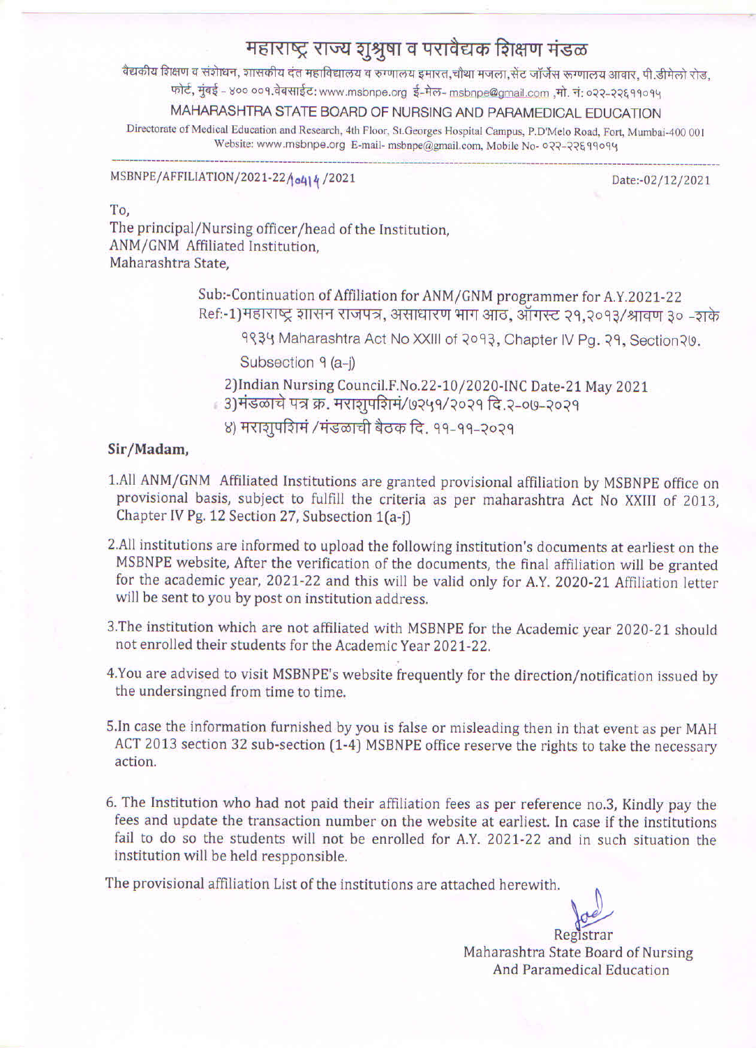# महाराष्ट्र राज्य शुश्रुषा व परावैद्यक शिक्षण मंडळ

वैद्यकीय शिक्षण व संशोधन, शासकीय दंत महाविद्यालय व रुग्णालय इमारत,चौथा मजला,सेंट जॉर्जेस रूग्णालय आवार, पी.डीमेलो रोड, फोर्ट, मुंबई - ४०० ००१.वेबसाईट: www.msbnpe.org ई-मेल- msbnpe@gmail.com ,मो. नं: ०२२-२२६११०१५

## MAHARASHTRA STATE BOARD OF NURSING AND PARAMEDICAL EDUCATION

Directorate of Medical Education and Research, 4th Floor, St.Georges Hospital Campus, P.D'Melo Road, Fort, Mumbai-400 001
Website: www.msbnpe.org E-mail- msbnpe@gmail.com, Mobile No- ०२२-२२६११०१५

MSBNPE/AFFILIATION/2021-22/10414/2021

Date:-02/12/2021

To,
The principal/Nursing officer/head of the Institution,
ANM/GNM Affiliated Institution,
Maharashtra State,

Sub:-Continuation of Affiliation for ANM/GNM programmer for A.Y.2021-22

Ref:-1)महाराष्ट्र शासन राजपत्र, असाधारण भाग आठ, ऑगस्ट २१,२०१३/श्रावण ३० -शके १९३५ Maharashtra Act No XXIII of २०१३, Chapter IV Pg. २१, Section२७. Subsection १ (a-j)

2)Indian Nursing Council.F.No.22-10/2020-INC Date-21 May 2021

3)मंडळाचे पत्र क्र. मराशुपशिमं/७२५१/२०२१ दि.२-०७-२०२१

४) मराशुपशिमं /मंडळाची बैठक दि. ११-११-२०२१

**Sir/Madam,**

1.All ANM/GNM Affiliated Institutions are granted provisional affiliation by MSBNPE office on provisional basis, subject to fulfill the criteria as per maharashtra Act No XXIII of 2013, Chapter IV Pg. 12 Section 27, Subsection 1(a-j)

2.All institutions are informed to upload the following institution's documents at earliest on the MSBNPE website, After the verification of the documents, the final affiliation will be granted for the academic year, 2021-22 and this will be valid only for A.Y. 2020-21 Affiliation letter will be sent to you by post on institution address.

3.The institution which are not affiliated with MSBNPE for the Academic year 2020-21 should not enrolled their students for the Academic Year 2021-22.

4.You are advised to visit MSBNPE's website frequently for the direction/notification issued by the undersingned from time to time.

5.In case the information furnished by you is false or misleading then in that event as per MAH ACT 2013 section 32 sub-section (1-4) MSBNPE office reserve the rights to take the necessary action.

6. The Institution who had not paid their affiliation fees as per reference no.3, Kindly pay the fees and update the transaction number on the website at earliest. In case if the institutions fail to do so the students will not be enrolled for A.Y. 2021-22 and in such situation the institution will be held respponsible.

The provisional affiliation List of the institutions are attached herewith.

Registrar
Maharashtra State Board of Nursing
And Paramedical Education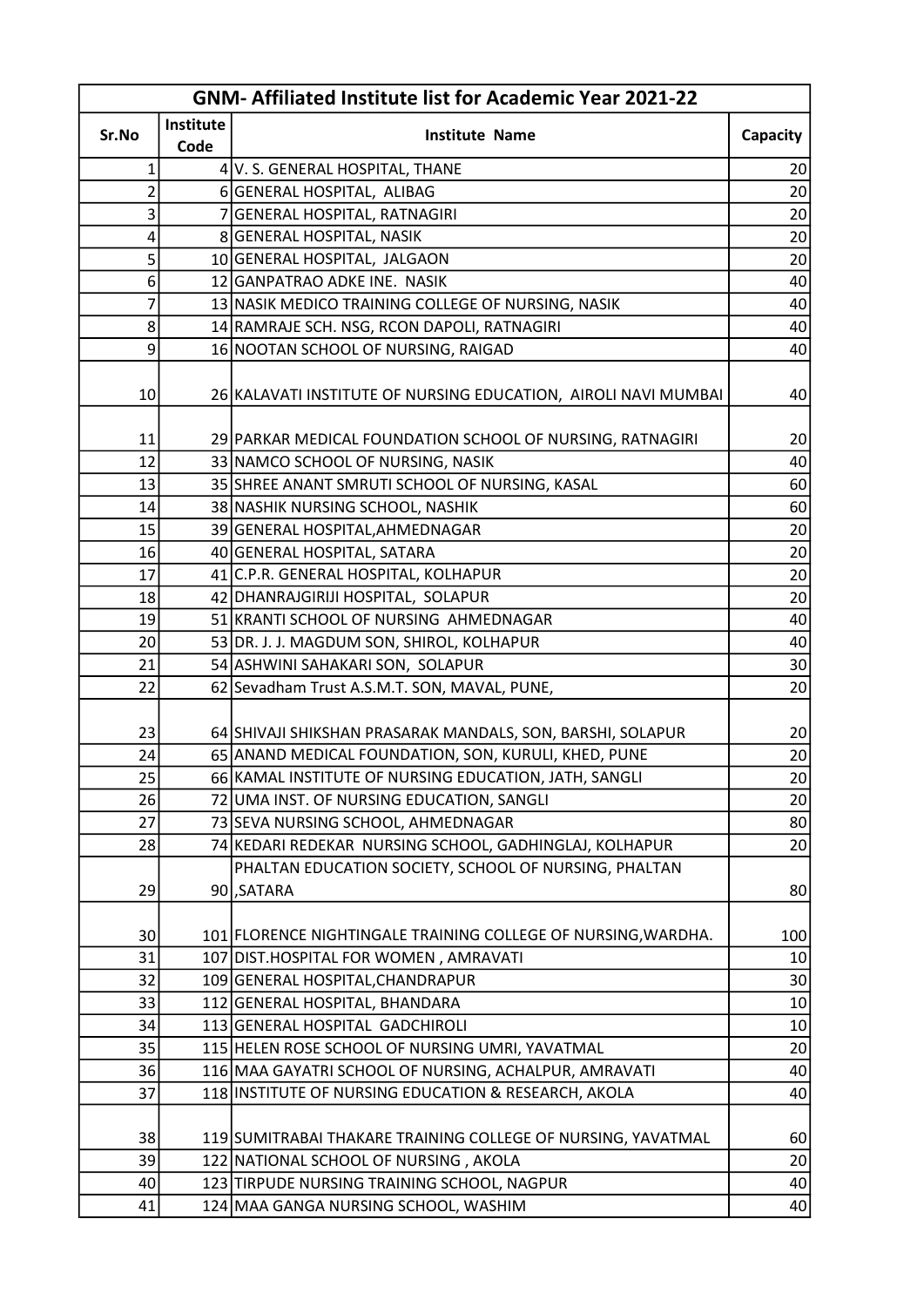| GNM- Affiliated Institute list for Academic Year 2021-22 | | | |
|---|---|---|---|
| Sr.No | Institute Code | Institute Name | Capacity |
| 1 | 4 | V. S. GENERAL HOSPITAL, THANE | 20 |
| 2 | 6 | GENERAL HOSPITAL, ALIBAG | 20 |
| 3 | 7 | GENERAL HOSPITAL, RATNAGIRI | 20 |
| 4 | 8 | GENERAL HOSPITAL, NASIK | 20 |
| 5 | 10 | GENERAL HOSPITAL, JALGAON | 20 |
| 6 | 12 | GANPATRAO ADKE INE. NASIK | 40 |
| 7 | 13 | NASIK MEDICO TRAINING COLLEGE OF NURSING, NASIK | 40 |
| 8 | 14 | RAMRAJE SCH. NSG, RCON DAPOLI, RATNAGIRI | 40 |
| 9 | 16 | NOOTAN SCHOOL OF NURSING, RAIGAD | 40 |
| 10 | 26 | KALAVATI INSTITUTE OF NURSING EDUCATION, AIROLI NAVI MUMBAI | 40 |
| 11 | 29 | PARKAR MEDICAL FOUNDATION SCHOOL OF NURSING, RATNAGIRI | 20 |
| 12 | 33 | NAMCO SCHOOL OF NURSING, NASIK | 40 |
| 13 | 35 | SHREE ANANT SMRUTI SCHOOL OF NURSING, KASAL | 60 |
| 14 | 38 | NASHIK NURSING SCHOOL, NASHIK | 60 |
| 15 | 39 | GENERAL HOSPITAL,AHMEDNAGAR | 20 |
| 16 | 40 | GENERAL HOSPITAL, SATARA | 20 |
| 17 | 41 | C.P.R. GENERAL HOSPITAL, KOLHAPUR | 20 |
| 18 | 42 | DHANRAJGIRIJI HOSPITAL, SOLAPUR | 20 |
| 19 | 51 | KRANTI SCHOOL OF NURSING AHMEDNAGAR | 40 |
| 20 | 53 | DR. J. J. MAGDUM SON, SHIROL, KOLHAPUR | 40 |
| 21 | 54 | ASHWINI SAHAKARI SON, SOLAPUR | 30 |
| 22 | 62 | Sevadham Trust A.S.M.T. SON, MAVAL, PUNE, | 20 |
| 23 | 64 | SHIVAJI SHIKSHAN PRASARAK MANDALS, SON, BARSHI, SOLAPUR | 20 |
| 24 | 65 | ANAND MEDICAL FOUNDATION, SON, KURULI, KHED, PUNE | 20 |
| 25 | 66 | KAMAL INSTITUTE OF NURSING EDUCATION, JATH, SANGLI | 20 |
| 26 | 72 | UMA INST. OF NURSING EDUCATION, SANGLI | 20 |
| 27 | 73 | SEVA NURSING SCHOOL, AHMEDNAGAR | 80 |
| 28 | 74 | KEDARI REDEKAR NURSING SCHOOL, GADHINGLAJ, KOLHAPUR | 20 |
| 29 | 90 | PHALTAN EDUCATION SOCIETY, SCHOOL OF NURSING, PHALTAN ,SATARA | 80 |
| 30 | 101 | FLORENCE NIGHTINGALE TRAINING COLLEGE OF NURSING,WARDHA. | 100 |
| 31 | 107 | DIST.HOSPITAL FOR WOMEN , AMRAVATI | 10 |
| 32 | 109 | GENERAL HOSPITAL,CHANDRAPUR | 30 |
| 33 | 112 | GENERAL HOSPITAL, BHANDARA | 10 |
| 34 | 113 | GENERAL HOSPITAL GADCHIROLI | 10 |
| 35 | 115 | HELEN ROSE SCHOOL OF NURSING UMRI, YAVATMAL | 20 |
| 36 | 116 | MAA GAYATRI SCHOOL OF NURSING, ACHALPUR, AMRAVATI | 40 |
| 37 | 118 | INSTITUTE OF NURSING EDUCATION & RESEARCH, AKOLA | 40 |
| 38 | 119 | SUMITRABAI THAKARE TRAINING COLLEGE OF NURSING, YAVATMAL | 60 |
| 39 | 122 | NATIONAL SCHOOL OF NURSING , AKOLA | 20 |
| 40 | 123 | TIRPUDE NURSING TRAINING SCHOOL, NAGPUR | 40 |
| 41 | 124 | MAA GANGA NURSING SCHOOL, WASHIM | 40 |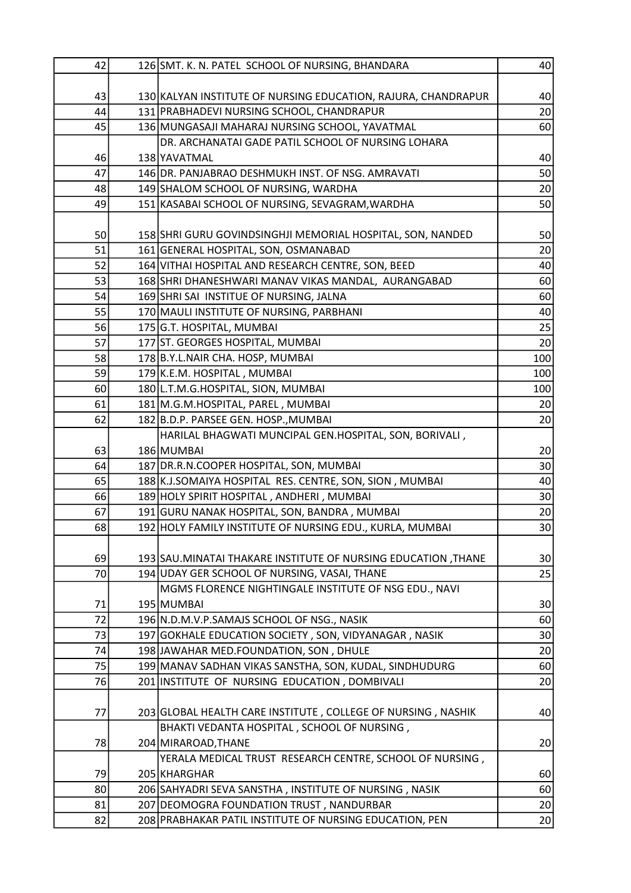| | | | |
|---|---|---|---|
| 42 | 126 | SMT. K. N. PATEL SCHOOL OF NURSING, BHANDARA | 40 |
| 43 | 130 | KALYAN INSTITUTE OF NURSING EDUCATION, RAJURA, CHANDRAPUR | 40 |
| 44 | 131 | PRABHADEVI NURSING SCHOOL, CHANDRAPUR | 20 |
| 45 | 136 | MUNGASAJI MAHARAJ NURSING SCHOOL, YAVATMAL | 60 |
| 46 | 138 | DR. ARCHANATAI GADE PATIL SCHOOL OF NURSING LOHARA YAVATMAL | 40 |
| 47 | 146 | DR. PANJABRAO DESHMUKH INST. OF NSG. AMRAVATI | 50 |
| 48 | 149 | SHALOM SCHOOL OF NURSING, WARDHA | 20 |
| 49 | 151 | KASABAI SCHOOL OF NURSING, SEVAGRAM,WARDHA | 50 |
| 50 | 158 | SHRI GURU GOVINDSINGHJI MEMORIAL HOSPITAL, SON, NANDED | 50 |
| 51 | 161 | GENERAL HOSPITAL, SON, OSMANABAD | 20 |
| 52 | 164 | VITHAI HOSPITAL AND RESEARCH CENTRE, SON, BEED | 40 |
| 53 | 168 | SHRI DHANESHWARI MANAV VIKAS MANDAL, AURANGABAD | 60 |
| 54 | 169 | SHRI SAI INSTITUE OF NURSING, JALNA | 60 |
| 55 | 170 | MAULI INSTITUTE OF NURSING, PARBHANI | 40 |
| 56 | 175 | G.T. HOSPITAL, MUMBAI | 25 |
| 57 | 177 | ST. GEORGES HOSPITAL, MUMBAI | 20 |
| 58 | 178 | B.Y.L.NAIR CHA. HOSP, MUMBAI | 100 |
| 59 | 179 | K.E.M. HOSPITAL , MUMBAI | 100 |
| 60 | 180 | L.T.M.G.HOSPITAL, SION, MUMBAI | 100 |
| 61 | 181 | M.G.M.HOSPITAL, PAREL , MUMBAI | 20 |
| 62 | 182 | B.D.P. PARSEE GEN. HOSP.,MUMBAI | 20 |
| 63 | 186 | HARILAL BHAGWATI MUNCIPAL GEN.HOSPITAL, SON, BORIVALI , MUMBAI | 20 |
| 64 | 187 | DR.R.N.COOPER HOSPITAL, SON, MUMBAI | 30 |
| 65 | 188 | K.J.SOMAIYA HOSPITAL RES. CENTRE, SON, SION , MUMBAI | 40 |
| 66 | 189 | HOLY SPIRIT HOSPITAL , ANDHERI , MUMBAI | 30 |
| 67 | 191 | GURU NANAK HOSPITAL, SON, BANDRA , MUMBAI | 20 |
| 68 | 192 | HOLY FAMILY INSTITUTE OF NURSING EDU., KURLA, MUMBAI | 30 |
| 69 | 193 | SAU.MINATAI THAKARE INSTITUTE OF NURSING EDUCATION ,THANE | 30 |
| 70 | 194 | UDAY GER SCHOOL OF NURSING, VASAI, THANE | 25 |
| 71 | 195 | MGMS FLORENCE NIGHTINGALE INSTITUTE OF NSG EDU., NAVI MUMBAI | 30 |
| 72 | 196 | N.D.M.V.P.SAMAJS SCHOOL OF NSG., NASIK | 60 |
| 73 | 197 | GOKHALE EDUCATION SOCIETY , SON, VIDYANAGAR , NASIK | 30 |
| 74 | 198 | JAWAHAR MED.FOUNDATION, SON , DHULE | 20 |
| 75 | 199 | MANAV SADHAN VIKAS SANSTHA, SON, KUDAL, SINDHUDURG | 60 |
| 76 | 201 | INSTITUTE OF NURSING EDUCATION , DOMBIVALI | 20 |
| 77 | 203 | GLOBAL HEALTH CARE INSTITUTE , COLLEGE OF NURSING , NASHIK | 40 |
| 78 | 204 | BHAKTI VEDANTA HOSPITAL , SCHOOL OF NURSING , MIRAROAD,THANE | 20 |
| 79 | 205 | YERALA MEDICAL TRUST RESEARCH CENTRE, SCHOOL OF NURSING , KHARGHAR | 60 |
| 80 | 206 | SAHYADRI SEVA SANSTHA , INSTITUTE OF NURSING , NASIK | 60 |
| 81 | 207 | DEOMOGRA FOUNDATION TRUST , NANDURBAR | 20 |
| 82 | 208 | PRABHAKAR PATIL INSTITUTE OF NURSING EDUCATION, PEN | 20 |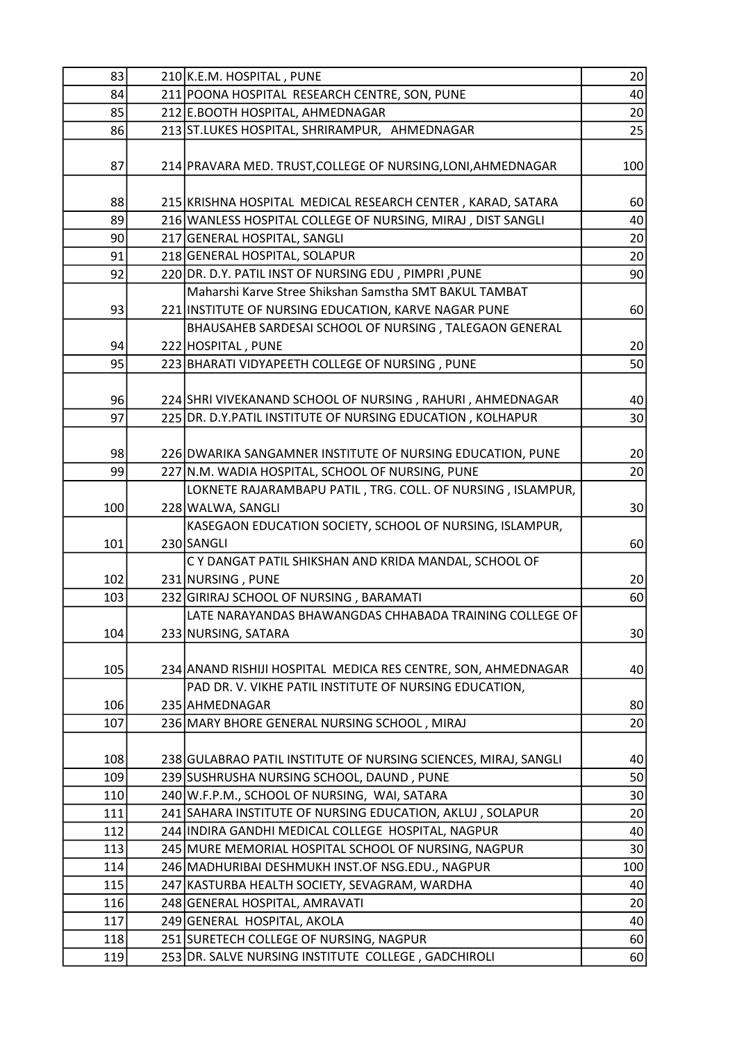| | | | |
|---|---|---|---|
| 83 | 210 | K.E.M. HOSPITAL , PUNE | 20 |
| 84 | 211 | POONA HOSPITAL RESEARCH CENTRE, SON, PUNE | 40 |
| 85 | 212 | E.BOOTH HOSPITAL, AHMEDNAGAR | 20 |
| 86 | 213 | ST.LUKES HOSPITAL, SHRIRAMPUR, AHMEDNAGAR | 25 |
| 87 | 214 | PRAVARA MED. TRUST,COLLEGE OF NURSING,LONI,AHMEDNAGAR | 100 |
| 88 | 215 | KRISHNA HOSPITAL MEDICAL RESEARCH CENTER , KARAD, SATARA | 60 |
| 89 | 216 | WANLESS HOSPITAL COLLEGE OF NURSING, MIRAJ , DIST SANGLI | 40 |
| 90 | 217 | GENERAL HOSPITAL, SANGLI | 20 |
| 91 | 218 | GENERAL HOSPITAL, SOLAPUR | 20 |
| 92 | 220 | DR. D.Y. PATIL INST OF NURSING EDU , PIMPRI ,PUNE | 90 |
| 93 | 221 | Maharshi Karve Stree Shikshan Samstha SMT BAKUL TAMBAT INSTITUTE OF NURSING EDUCATION, KARVE NAGAR PUNE | 60 |
| 94 | 222 | BHAUSAHEB SARDESAI SCHOOL OF NURSING , TALEGAON GENERAL HOSPITAL , PUNE | 20 |
| 95 | 223 | BHARATI VIDYAPEETH COLLEGE OF NURSING , PUNE | 50 |
| 96 | 224 | SHRI VIVEKANAND SCHOOL OF NURSING , RAHURI , AHMEDNAGAR | 40 |
| 97 | 225 | DR. D.Y.PATIL INSTITUTE OF NURSING EDUCATION , KOLHAPUR | 30 |
| 98 | 226 | DWARIKA SANGAMNER INSTITUTE OF NURSING EDUCATION, PUNE | 20 |
| 99 | 227 | N.M. WADIA HOSPITAL, SCHOOL OF NURSING, PUNE | 20 |
| 100 | 228 | LOKNETE RAJARAMBAPU PATIL , TRG. COLL. OF NURSING , ISLAMPUR, WALWA, SANGLI | 30 |
| 101 | 230 | KASEGAON EDUCATION SOCIETY, SCHOOL OF NURSING, ISLAMPUR, SANGLI | 60 |
| 102 | 231 | C Y DANGAT PATIL SHIKSHAN AND KRIDA MANDAL, SCHOOL OF NURSING , PUNE | 20 |
| 103 | 232 | GIRIRAJ SCHOOL OF NURSING , BARAMATI | 60 |
| 104 | 233 | LATE NARAYANDAS BHAWANGDAS CHHABADA TRAINING COLLEGE OF NURSING, SATARA | 30 |
| 105 | 234 | ANAND RISHIJI HOSPITAL MEDICA RES CENTRE, SON, AHMEDNAGAR | 40 |
| 106 | 235 | PAD DR. V. VIKHE PATIL INSTITUTE OF NURSING EDUCATION, AHMEDNAGAR | 80 |
| 107 | 236 | MARY BHORE GENERAL NURSING SCHOOL , MIRAJ | 20 |
| 108 | 238 | GULABRAO PATIL INSTITUTE OF NURSING SCIENCES, MIRAJ, SANGLI | 40 |
| 109 | 239 | SUSHRUSHA NURSING SCHOOL, DAUND , PUNE | 50 |
| 110 | 240 | W.F.P.M., SCHOOL OF NURSING, WAI, SATARA | 30 |
| 111 | 241 | SAHARA INSTITUTE OF NURSING EDUCATION, AKLUJ , SOLAPUR | 20 |
| 112 | 244 | INDIRA GANDHI MEDICAL COLLEGE HOSPITAL, NAGPUR | 40 |
| 113 | 245 | MURE MEMORIAL HOSPITAL SCHOOL OF NURSING, NAGPUR | 30 |
| 114 | 246 | MADHURIBAI DESHMUKH INST.OF NSG.EDU., NAGPUR | 100 |
| 115 | 247 | KASTURBA HEALTH SOCIETY, SEVAGRAM, WARDHA | 40 |
| 116 | 248 | GENERAL HOSPITAL, AMRAVATI | 20 |
| 117 | 249 | GENERAL HOSPITAL, AKOLA | 40 |
| 118 | 251 | SURETECH COLLEGE OF NURSING, NAGPUR | 60 |
| 119 | 253 | DR. SALVE NURSING INSTITUTE COLLEGE , GADCHIROLI | 60 |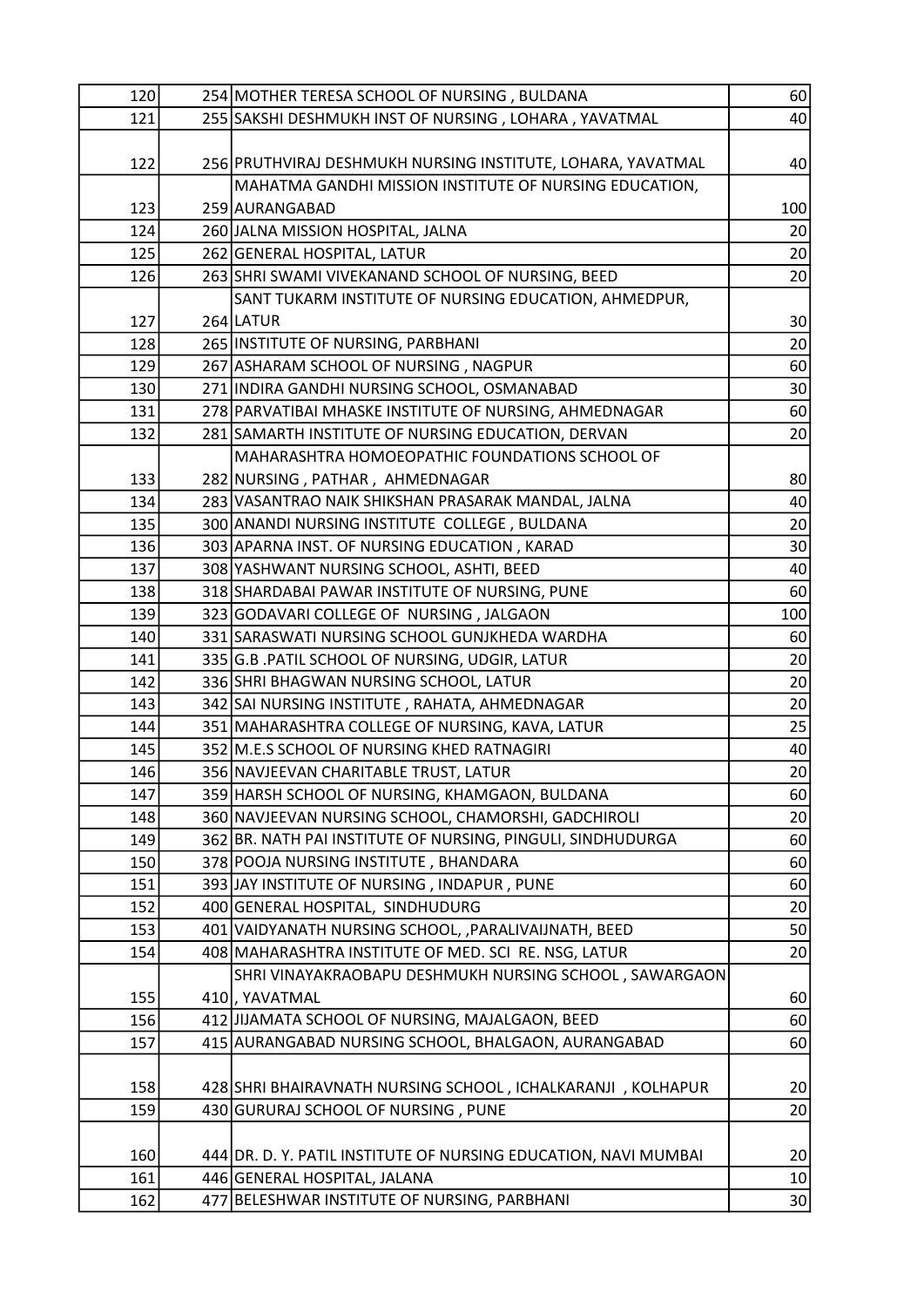| | | | |
|---|---|---|---|
| 120 | 254 | MOTHER TERESA SCHOOL OF NURSING , BULDANA | 60 |
| 121 | 255 | SAKSHI DESHMUKH INST OF NURSING , LOHARA , YAVATMAL | 40 |
| 122 | 256 | PRUTHVIRAJ DESHMUKH NURSING INSTITUTE, LOHARA, YAVATMAL | 40 |
| 123 | 259 | MAHATMA GANDHI MISSION INSTITUTE OF NURSING EDUCATION, AURANGABAD | 100 |
| 124 | 260 | JALNA MISSION HOSPITAL, JALNA | 20 |
| 125 | 262 | GENERAL HOSPITAL, LATUR | 20 |
| 126 | 263 | SHRI SWAMI VIVEKANAND SCHOOL OF NURSING, BEED | 20 |
| 127 | 264 | SANT TUKARM INSTITUTE OF NURSING EDUCATION, AHMEDPUR, LATUR | 30 |
| 128 | 265 | INSTITUTE OF NURSING, PARBHANI | 20 |
| 129 | 267 | ASHARAM SCHOOL OF NURSING , NAGPUR | 60 |
| 130 | 271 | INDIRA GANDHI NURSING SCHOOL, OSMANABAD | 30 |
| 131 | 278 | PARVATIBAI MHASKE INSTITUTE OF NURSING, AHMEDNAGAR | 60 |
| 132 | 281 | SAMARTH INSTITUTE OF NURSING EDUCATION, DERVAN | 20 |
| 133 | 282 | MAHARASHTRA HOMOEOPATHIC FOUNDATIONS SCHOOL OF NURSING , PATHAR , AHMEDNAGAR | 80 |
| 134 | 283 | VASANTRAO NAIK SHIKSHAN PRASARAK MANDAL, JALNA | 40 |
| 135 | 300 | ANANDI NURSING INSTITUTE COLLEGE , BULDANA | 20 |
| 136 | 303 | APARNA INST. OF NURSING EDUCATION , KARAD | 30 |
| 137 | 308 | YASHWANT NURSING SCHOOL, ASHTI, BEED | 40 |
| 138 | 318 | SHARDABAI PAWAR INSTITUTE OF NURSING, PUNE | 60 |
| 139 | 323 | GODAVARI COLLEGE OF NURSING , JALGAON | 100 |
| 140 | 331 | SARASWATI NURSING SCHOOL GUNJKHEDA WARDHA | 60 |
| 141 | 335 | G.B .PATIL SCHOOL OF NURSING, UDGIR, LATUR | 20 |
| 142 | 336 | SHRI BHAGWAN NURSING SCHOOL, LATUR | 20 |
| 143 | 342 | SAI NURSING INSTITUTE , RAHATA, AHMEDNAGAR | 20 |
| 144 | 351 | MAHARASHTRA COLLEGE OF NURSING, KAVA, LATUR | 25 |
| 145 | 352 | M.E.S SCHOOL OF NURSING KHED RATNAGIRI | 40 |
| 146 | 356 | NAVJEEVAN CHARITABLE TRUST, LATUR | 20 |
| 147 | 359 | HARSH SCHOOL OF NURSING, KHAMGAON, BULDANA | 60 |
| 148 | 360 | NAVJEEVAN NURSING SCHOOL, CHAMORSHI, GADCHIROLI | 20 |
| 149 | 362 | BR. NATH PAI INSTITUTE OF NURSING, PINGULI, SINDHUDURGA | 60 |
| 150 | 378 | POOJA NURSING INSTITUTE , BHANDARA | 60 |
| 151 | 393 | JAY INSTITUTE OF NURSING , INDAPUR , PUNE | 60 |
| 152 | 400 | GENERAL HOSPITAL, SINDHUDURG | 20 |
| 153 | 401 | VAIDYANATH NURSING SCHOOL, ,PARALIVAIJNATH, BEED | 50 |
| 154 | 408 | MAHARASHTRA INSTITUTE OF MED. SCI RE. NSG, LATUR | 20 |
| 155 | 410 | SHRI VINAYAKRAOBAPU DESHMUKH NURSING SCHOOL , SAWARGAON , YAVATMAL | 60 |
| 156 | 412 | JIJAMATA SCHOOL OF NURSING, MAJALGAON, BEED | 60 |
| 157 | 415 | AURANGABAD NURSING SCHOOL, BHALGAON, AURANGABAD | 60 |
| 158 | 428 | SHRI BHAIRAVNATH NURSING SCHOOL , ICHALKARANJI , KOLHAPUR | 20 |
| 159 | 430 | GURURAJ SCHOOL OF NURSING , PUNE | 20 |
| 160 | 444 | DR. D. Y. PATIL INSTITUTE OF NURSING EDUCATION, NAVI MUMBAI | 20 |
| 161 | 446 | GENERAL HOSPITAL, JALANA | 10 |
| 162 | 477 | BELESHWAR INSTITUTE OF NURSING, PARBHANI | 30 |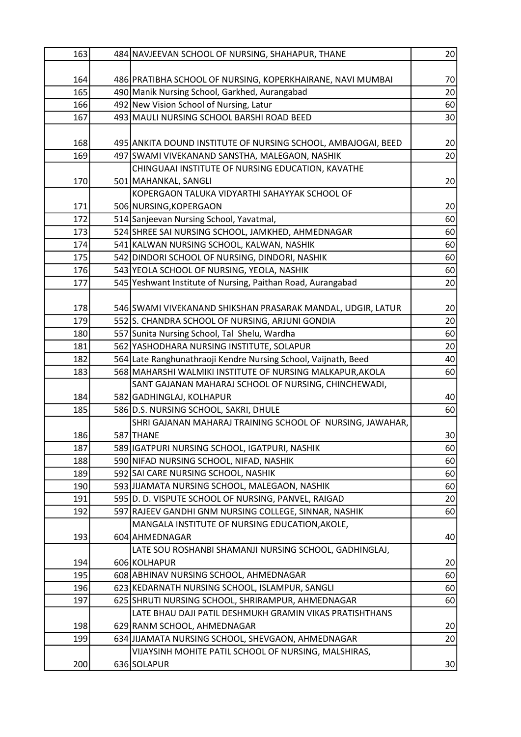| | | | |
|---|---|---|---|
| 163 | 484 | NAVJEEVAN SCHOOL OF NURSING, SHAHAPUR, THANE | 20 |
| 164 | 486 | PRATIBHA SCHOOL OF NURSING, KOPERKHAIRANE, NAVI MUMBAI | 70 |
| 165 | 490 | Manik Nursing School, Garkhed, Aurangabad | 20 |
| 166 | 492 | New Vision School of Nursing, Latur | 60 |
| 167 | 493 | MAULI NURSING SCHOOL BARSHI ROAD BEED | 30 |
| 168 | 495 | ANKITA DOUND INSTITUTE OF NURSING SCHOOL, AMBAJOGAI, BEED | 20 |
| 169 | 497 | SWAMI VIVEKANAND SANSTHA, MALEGAON, NASHIK | 20 |
| 170 | 501 | CHINGUAAI INSTITUTE OF NURSING EDUCATION, KAVATHE MAHANKAL, SANGLI | 20 |
| 171 | 506 | KOPERGAON TALUKA VIDYARTHI SAHAYYAK SCHOOL OF NURSING,KOPERGAON | 20 |
| 172 | 514 | Sanjeevan Nursing School, Yavatmal, | 60 |
| 173 | 524 | SHREE SAI NURSING SCHOOL, JAMKHED, AHMEDNAGAR | 60 |
| 174 | 541 | KALWAN NURSING SCHOOL, KALWAN, NASHIK | 60 |
| 175 | 542 | DINDORI SCHOOL OF NURSING, DINDORI, NASHIK | 60 |
| 176 | 543 | YEOLA SCHOOL OF NURSING, YEOLA, NASHIK | 60 |
| 177 | 545 | Yeshwant Institute of Nursing, Paithan Road, Aurangabad | 20 |
| 178 | 546 | SWAMI VIVEKANAND SHIKSHAN PRASARAK MANDAL, UDGIR, LATUR | 20 |
| 179 | 552 | S. CHANDRA SCHOOL OF NURSING, ARJUNI GONDIA | 20 |
| 180 | 557 | Sunita Nursing School, Tal Shelu, Wardha | 60 |
| 181 | 562 | YASHODHARA NURSING INSTITUTE, SOLAPUR | 20 |
| 182 | 564 | Late Ranghunathraoji Kendre Nursing School, Vaijnath, Beed | 40 |
| 183 | 568 | MAHARSHI WALMIKI INSTITUTE OF NURSING MALKAPUR,AKOLA | 60 |
| 184 | 582 | SANT GAJANAN MAHARAJ SCHOOL OF NURSING, CHINCHEWADI, GADHINGLAJ, KOLHAPUR | 40 |
| 185 | 586 | D.S. NURSING SCHOOL, SAKRI, DHULE | 60 |
| 186 | 587 | SHRI GAJANAN MAHARAJ TRAINING SCHOOL OF NURSING, JAWAHAR, THANE | 30 |
| 187 | 589 | IGATPURI NURSING SCHOOL, IGATPURI, NASHIK | 60 |
| 188 | 590 | NIFAD NURSING SCHOOL, NIFAD, NASHIK | 60 |
| 189 | 592 | SAI CARE NURSING SCHOOL, NASHIK | 60 |
| 190 | 593 | JIJAMATA NURSING SCHOOL, MALEGAON, NASHIK | 60 |
| 191 | 595 | D. D. VISPUTE SCHOOL OF NURSING, PANVEL, RAIGAD | 20 |
| 192 | 597 | RAJEEV GANDHI GNM NURSING COLLEGE, SINNAR, NASHIK | 60 |
| 193 | 604 | MANGALA INSTITUTE OF NURSING EDUCATION,AKOLE, AHMEDNAGAR | 40 |
| 194 | 606 | LATE SOU ROSHANBI SHAMANJI NURSING SCHOOL, GADHINGLAJ, KOLHAPUR | 20 |
| 195 | 608 | ABHINAV NURSING SCHOOL, AHMEDNAGAR | 60 |
| 196 | 623 | KEDARNATH NURSING SCHOOL, ISLAMPUR, SANGLI | 60 |
| 197 | 625 | SHRUTI NURSING SCHOOL, SHRIRAMPUR, AHMEDNAGAR | 60 |
| 198 | 629 | LATE BHAU DAJI PATIL DESHMUKH GRAMIN VIKAS PRATISHTHANS RANM SCHOOL, AHMEDNAGAR | 20 |
| 199 | 634 | JIJAMATA NURSING SCHOOL, SHEVGAON, AHMEDNAGAR | 20 |
| 200 | 636 | VIJAYSINH MOHITE PATIL SCHOOL OF NURSING, MALSHIRAS, SOLAPUR | 30 |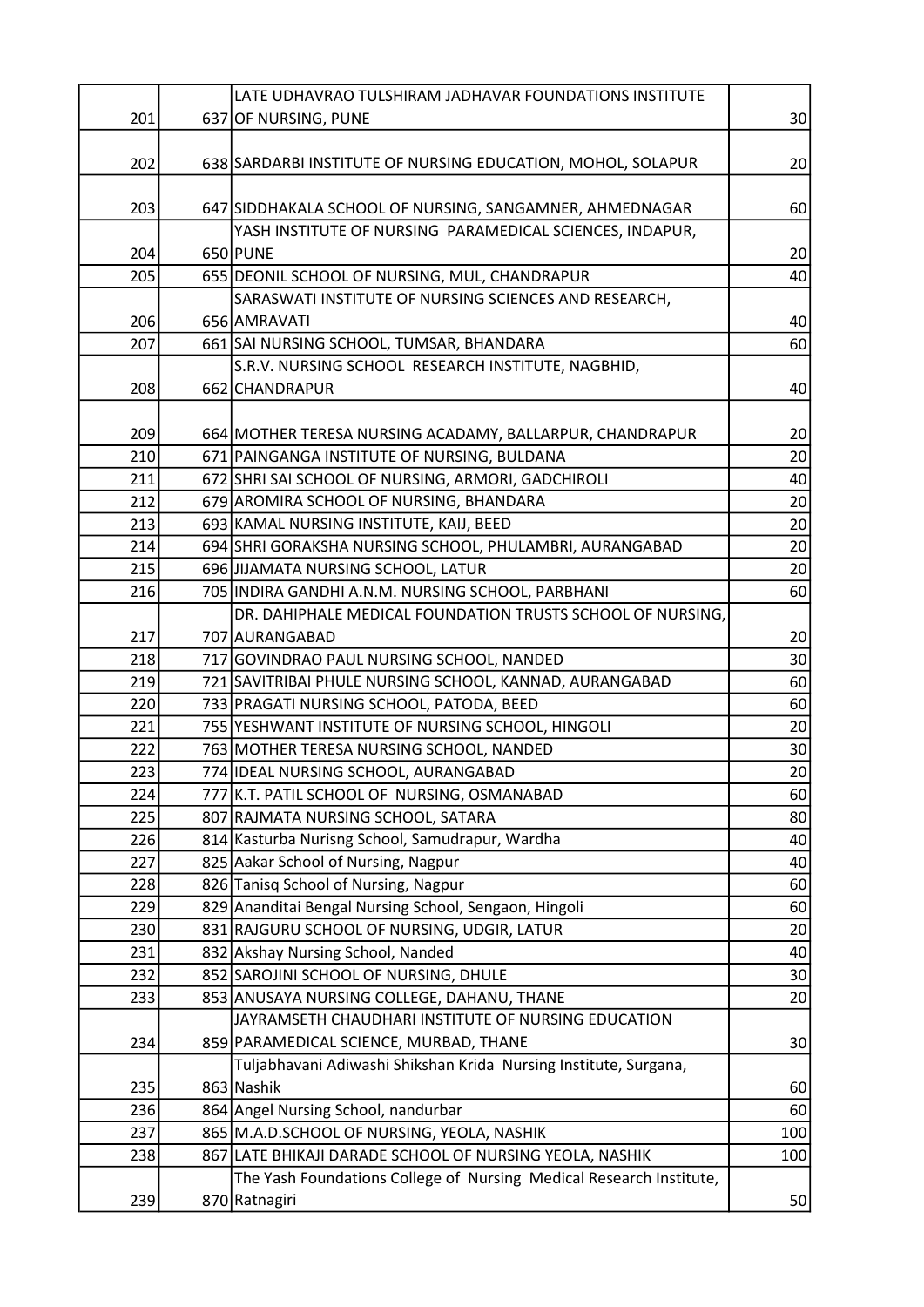| | | | |
|---|---|---|---|
| 201 | 637 | LATE UDHAVRAO TULSHIRAM JADHAVAR FOUNDATIONS INSTITUTE OF NURSING, PUNE | 30 |
| 202 | 638 | SARDARBI INSTITUTE OF NURSING EDUCATION, MOHOL, SOLAPUR | 20 |
| 203 | 647 | SIDDHAKALA SCHOOL OF NURSING, SANGAMNER, AHMEDNAGAR | 60 |
| 204 | 650 | YASH INSTITUTE OF NURSING PARAMEDICAL SCIENCES, INDAPUR, PUNE | 20 |
| 205 | 655 | DEONIL SCHOOL OF NURSING, MUL, CHANDRAPUR | 40 |
| 206 | 656 | SARASWATI INSTITUTE OF NURSING SCIENCES AND RESEARCH, AMRAVATI | 40 |
| 207 | 661 | SAI NURSING SCHOOL, TUMSAR, BHANDARA | 60 |
| 208 | 662 | S.R.V. NURSING SCHOOL RESEARCH INSTITUTE, NAGBHID, CHANDRAPUR | 40 |
| 209 | 664 | MOTHER TERESA NURSING ACADAMY, BALLARPUR, CHANDRAPUR | 20 |
| 210 | 671 | PAINGANGA INSTITUTE OF NURSING, BULDANA | 20 |
| 211 | 672 | SHRI SAI SCHOOL OF NURSING, ARMORI, GADCHIROLI | 40 |
| 212 | 679 | AROMIRA SCHOOL OF NURSING, BHANDARA | 20 |
| 213 | 693 | KAMAL NURSING INSTITUTE, KAIJ, BEED | 20 |
| 214 | 694 | SHRI GORAKSHA NURSING SCHOOL, PHULAMBRI, AURANGABAD | 20 |
| 215 | 696 | JIJAMATA NURSING SCHOOL, LATUR | 20 |
| 216 | 705 | INDIRA GANDHI A.N.M. NURSING SCHOOL, PARBHANI | 60 |
| 217 | 707 | DR. DAHIPHALE MEDICAL FOUNDATION TRUSTS SCHOOL OF NURSING, AURANGABAD | 20 |
| 218 | 717 | GOVINDRAO PAUL NURSING SCHOOL, NANDED | 30 |
| 219 | 721 | SAVITRIBAI PHULE NURSING SCHOOL, KANNAD, AURANGABAD | 60 |
| 220 | 733 | PRAGATI NURSING SCHOOL, PATODA, BEED | 60 |
| 221 | 755 | YESHWANT INSTITUTE OF NURSING SCHOOL, HINGOLI | 20 |
| 222 | 763 | MOTHER TERESA NURSING SCHOOL, NANDED | 30 |
| 223 | 774 | IDEAL NURSING SCHOOL, AURANGABAD | 20 |
| 224 | 777 | K.T. PATIL SCHOOL OF NURSING, OSMANABAD | 60 |
| 225 | 807 | RAJMATA NURSING SCHOOL, SATARA | 80 |
| 226 | 814 | Kasturba Nurisng School, Samudrapur, Wardha | 40 |
| 227 | 825 | Aakar School of Nursing, Nagpur | 40 |
| 228 | 826 | Tanisq School of Nursing, Nagpur | 60 |
| 229 | 829 | Ananditai Bengal Nursing School, Sengaon, Hingoli | 60 |
| 230 | 831 | RAJGURU SCHOOL OF NURSING, UDGIR, LATUR | 20 |
| 231 | 832 | Akshay Nursing School, Nanded | 40 |
| 232 | 852 | SAROJINI SCHOOL OF NURSING, DHULE | 30 |
| 233 | 853 | ANUSAYA NURSING COLLEGE, DAHANU, THANE | 20 |
| 234 | 859 | JAYRAMSETH CHAUDHARI INSTITUTE OF NURSING EDUCATION PARAMEDICAL SCIENCE, MURBAD, THANE | 30 |
| 235 | 863 | Tuljabhavani Adiwashi Shikshan Krida Nursing Institute, Surgana, Nashik | 60 |
| 236 | 864 | Angel Nursing School, nandurbar | 60 |
| 237 | 865 | M.A.D.SCHOOL OF NURSING, YEOLA, NASHIK | 100 |
| 238 | 867 | LATE BHIKAJI DARADE SCHOOL OF NURSING YEOLA, NASHIK | 100 |
| 239 | 870 | The Yash Foundations College of Nursing Medical Research Institute, Ratnagiri | 50 |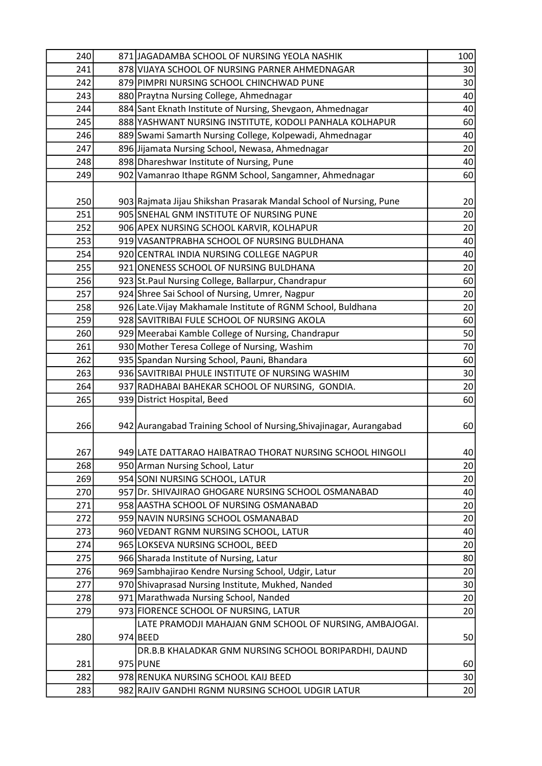| | | | |
|---|---|---|---|
| 240 | 871 | JAGADAMBA SCHOOL OF NURSING YEOLA NASHIK | 100 |
| 241 | 878 | VIJAYA SCHOOL OF NURSING PARNER AHMEDNAGAR | 30 |
| 242 | 879 | PIMPRI NURSING SCHOOL CHINCHWAD PUNE | 30 |
| 243 | 880 | Praytna Nursing College, Ahmednagar | 40 |
| 244 | 884 | Sant Eknath Institute of Nursing, Shevgaon, Ahmednagar | 40 |
| 245 | 888 | YASHWANT NURSING INSTITUTE, KODOLI PANHALA KOLHAPUR | 60 |
| 246 | 889 | Swami Samarth Nursing College, Kolpewadi, Ahmednagar | 40 |
| 247 | 896 | Jijamata Nursing School, Newasa, Ahmednagar | 20 |
| 248 | 898 | Dhareshwar Institute of Nursing, Pune | 40 |
| 249 | 902 | Vamanrao Ithape RGNM School, Sangamner, Ahmednagar | 60 |
| 250 | 903 | Rajmata Jijau Shikshan Prasarak Mandal School of Nursing, Pune | 20 |
| 251 | 905 | SNEHAL GNM INSTITUTE OF NURSING PUNE | 20 |
| 252 | 906 | APEX NURSING SCHOOL KARVIR, KOLHAPUR | 20 |
| 253 | 919 | VASANTPRABHA SCHOOL OF NURSING BULDHANA | 40 |
| 254 | 920 | CENTRAL INDIA NURSING COLLEGE NAGPUR | 40 |
| 255 | 921 | ONENESS SCHOOL OF NURSING BULDHANA | 20 |
| 256 | 923 | St.Paul Nursing College, Ballarpur, Chandrapur | 60 |
| 257 | 924 | Shree Sai School of Nursing, Umrer, Nagpur | 20 |
| 258 | 926 | Late.Vijay Makhamale Institute of RGNM School, Buldhana | 20 |
| 259 | 928 | SAVITRIBAI FULE SCHOOL OF NURSING AKOLA | 60 |
| 260 | 929 | Meerabai Kamble College of Nursing, Chandrapur | 50 |
| 261 | 930 | Mother Teresa College of Nursing, Washim | 70 |
| 262 | 935 | Spandan Nursing School, Pauni, Bhandara | 60 |
| 263 | 936 | SAVITRIBAI PHULE INSTITUTE OF NURSING WASHIM | 30 |
| 264 | 937 | RADHABAI BAHEKAR SCHOOL OF NURSING, GONDIA. | 20 |
| 265 | 939 | District Hospital, Beed | 60 |
| 266 | 942 | Aurangabad Training School of Nursing,Shivajinagar, Aurangabad | 60 |
| 267 | 949 | LATE DATTARAO HAIBATRAO THORAT NURSING SCHOOL HINGOLI | 40 |
| 268 | 950 | Arman Nursing School, Latur | 20 |
| 269 | 954 | SONI NURSING SCHOOL, LATUR | 20 |
| 270 | 957 | Dr. SHIVAJIRAO GHOGARE NURSING SCHOOL OSMANABAD | 40 |
| 271 | 958 | AASTHA SCHOOL OF NURSING OSMANABAD | 20 |
| 272 | 959 | NAVIN NURSING SCHOOL OSMANABAD | 20 |
| 273 | 960 | VEDANT RGNM NURSING SCHOOL, LATUR | 40 |
| 274 | 965 | LOKSEVA NURSING SCHOOL, BEED | 20 |
| 275 | 966 | Sharada Institute of Nursing, Latur | 80 |
| 276 | 969 | Sambhajirao Kendre Nursing School, Udgir, Latur | 20 |
| 277 | 970 | Shivaprasad Nursing Institute, Mukhed, Nanded | 30 |
| 278 | 971 | Marathwada Nursing School, Nanded | 20 |
| 279 | 973 | FIORENCE SCHOOL OF NURSING, LATUR | 20 |
| 280 | 974 | LATE PRAMODJI MAHAJAN GNM SCHOOL OF NURSING, AMBAJOGAI. BEED | 50 |
| 281 | 975 | DR.B.B KHALADKAR GNM NURSING SCHOOL BORIPARDHI, DAUND PUNE | 60 |
| 282 | 978 | RENUKA NURSING SCHOOL KAIJ BEED | 30 |
| 283 | 982 | RAJIV GANDHI RGNM NURSING SCHOOL UDGIR LATUR | 20 |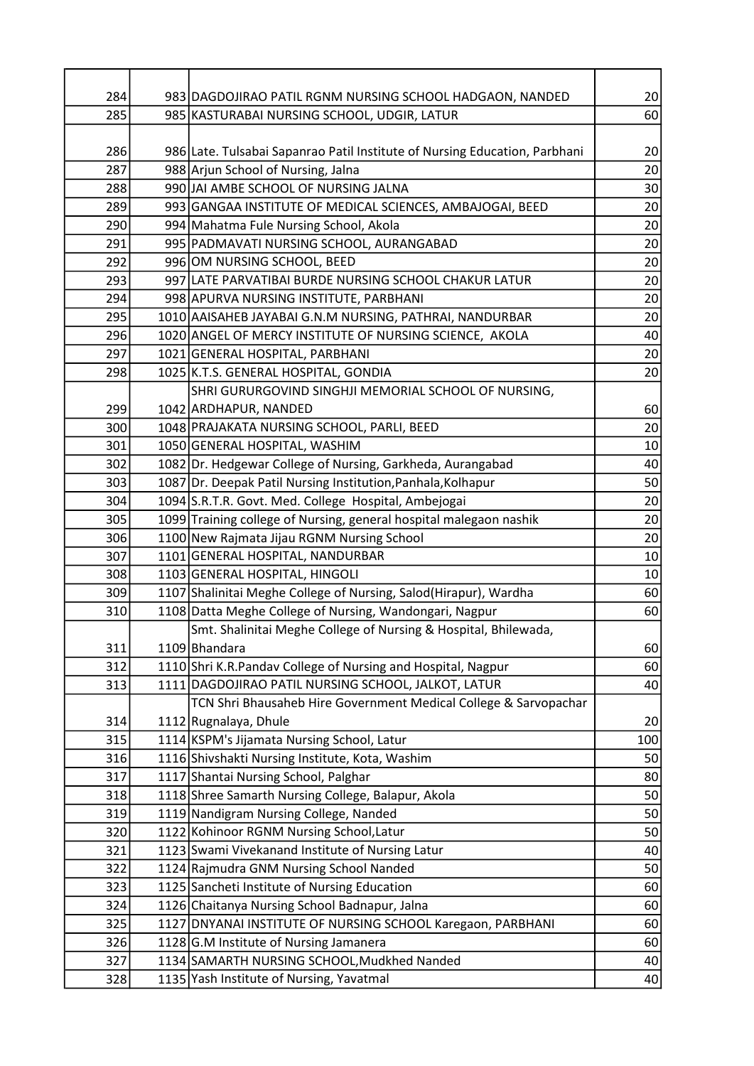| | | | |
|---|---|---|---|
| 284 | 983 | DAGDOJIRAO PATIL RGNM NURSING SCHOOL HADGAON, NANDED | 20 |
| 285 | 985 | KASTURABAI NURSING SCHOOL, UDGIR, LATUR | 60 |
| 286 | 986 | Late. Tulsabai Sapanrao Patil Institute of Nursing Education, Parbhani | 20 |
| 287 | 988 | Arjun School of Nursing, Jalna | 20 |
| 288 | 990 | JAI AMBE SCHOOL OF NURSING JALNA | 30 |
| 289 | 993 | GANGAA INSTITUTE OF MEDICAL SCIENCES, AMBAJOGAI, BEED | 20 |
| 290 | 994 | Mahatma Fule Nursing School, Akola | 20 |
| 291 | 995 | PADMAVATI NURSING SCHOOL, AURANGABAD | 20 |
| 292 | 996 | OM NURSING SCHOOL, BEED | 20 |
| 293 | 997 | LATE PARVATIBAI BURDE NURSING SCHOOL CHAKUR LATUR | 20 |
| 294 | 998 | APURVA NURSING INSTITUTE, PARBHANI | 20 |
| 295 | 1010 | AAISAHEB JAYABAI G.N.M NURSING, PATHRAI, NANDURBAR | 20 |
| 296 | 1020 | ANGEL OF MERCY INSTITUTE OF NURSING SCIENCE, AKOLA | 40 |
| 297 | 1021 | GENERAL HOSPITAL, PARBHANI | 20 |
| 298 | 1025 | K.T.S. GENERAL HOSPITAL, GONDIA | 20 |
| 299 | 1042 | SHRI GURURGOVIND SINGHJI MEMORIAL SCHOOL OF NURSING, ARDHAPUR, NANDED | 60 |
| 300 | 1048 | PRAJAKATA NURSING SCHOOL, PARLI, BEED | 20 |
| 301 | 1050 | GENERAL HOSPITAL, WASHIM | 10 |
| 302 | 1082 | Dr. Hedgewar College of Nursing, Garkheda, Aurangabad | 40 |
| 303 | 1087 | Dr. Deepak Patil Nursing Institution,Panhala,Kolhapur | 50 |
| 304 | 1094 | S.R.T.R. Govt. Med. College Hospital, Ambejogai | 20 |
| 305 | 1099 | Training college of Nursing, general hospital malegaon nashik | 20 |
| 306 | 1100 | New Rajmata Jijau RGNM Nursing School | 20 |
| 307 | 1101 | GENERAL HOSPITAL, NANDURBAR | 10 |
| 308 | 1103 | GENERAL HOSPITAL, HINGOLI | 10 |
| 309 | 1107 | Shalinitai Meghe College of Nursing, Salod(Hirapur), Wardha | 60 |
| 310 | 1108 | Datta Meghe College of Nursing, Wandongari, Nagpur | 60 |
| 311 | 1109 | Smt. Shalinitai Meghe College of Nursing & Hospital, Bhilewada, Bhandara | 60 |
| 312 | 1110 | Shri K.R.Pandav College of Nursing and Hospital, Nagpur | 60 |
| 313 | 1111 | DAGDOJIRAO PATIL NURSING SCHOOL, JALKOT, LATUR | 40 |
| 314 | 1112 | TCN Shri Bhausaheb Hire Government Medical College & Sarvopachar Rugnalaya, Dhule | 20 |
| 315 | 1114 | KSPM's Jijamata Nursing School, Latur | 100 |
| 316 | 1116 | Shivshakti Nursing Institute, Kota, Washim | 50 |
| 317 | 1117 | Shantai Nursing School, Palghar | 80 |
| 318 | 1118 | Shree Samarth Nursing College, Balapur, Akola | 50 |
| 319 | 1119 | Nandigram Nursing College, Nanded | 50 |
| 320 | 1122 | Kohinoor RGNM Nursing School,Latur | 50 |
| 321 | 1123 | Swami Vivekanand Institute of Nursing Latur | 40 |
| 322 | 1124 | Rajmudra GNM Nursing School Nanded | 50 |
| 323 | 1125 | Sancheti Institute of Nursing Education | 60 |
| 324 | 1126 | Chaitanya Nursing School Badnapur, Jalna | 60 |
| 325 | 1127 | DNYANAI INSTITUTE OF NURSING SCHOOL Karegaon, PARBHANI | 60 |
| 326 | 1128 | G.M Institute of Nursing Jamanera | 60 |
| 327 | 1134 | SAMARTH NURSING SCHOOL,Mudkhed Nanded | 40 |
| 328 | 1135 | Yash Institute of Nursing, Yavatmal | 40 |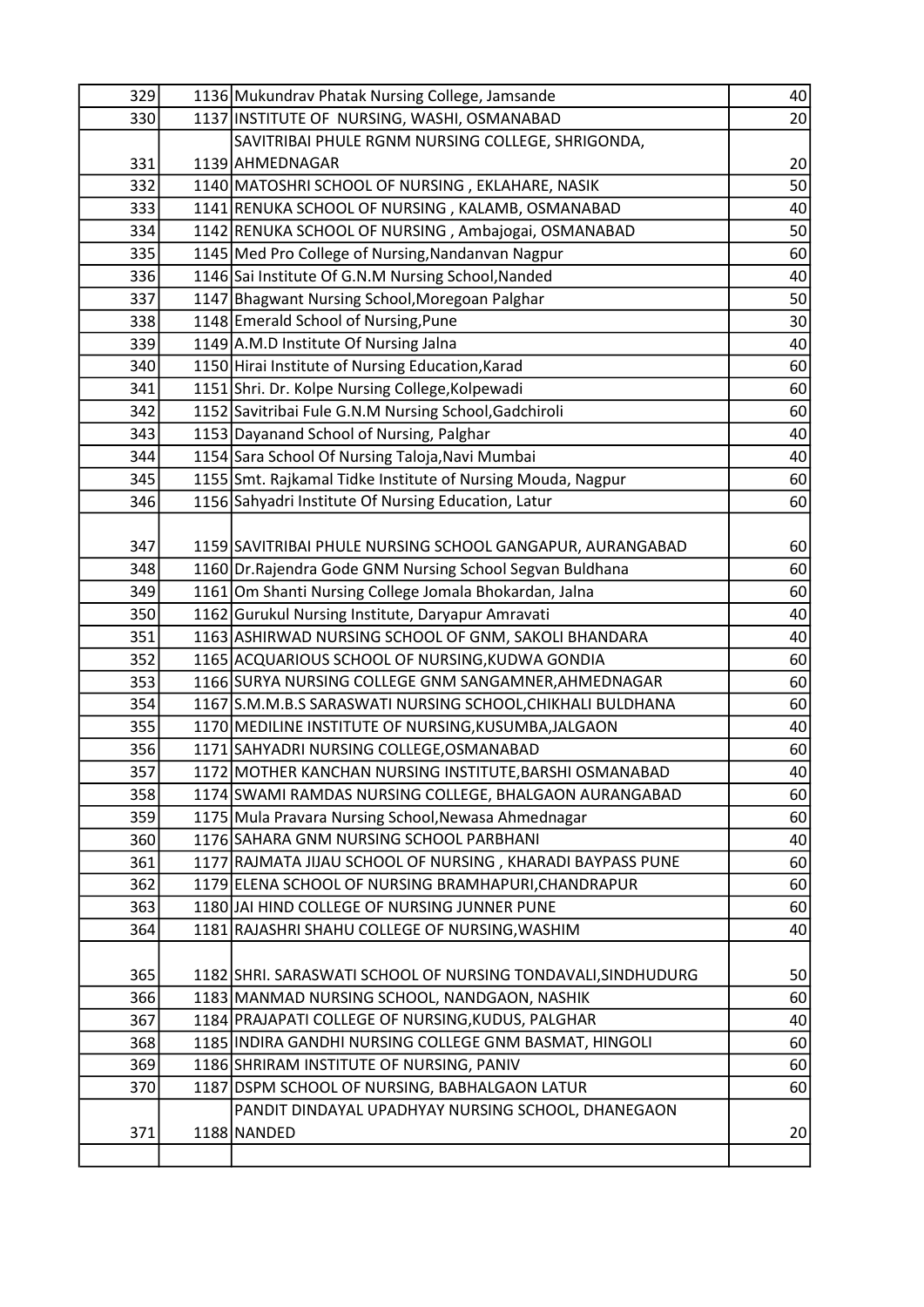| | | | |
|---|---|---|---|
| 329 | 1136 | Mukundrav Phatak Nursing College, Jamsande | 40 |
| 330 | 1137 | INSTITUTE OF NURSING, WASHI, OSMANABAD | 20 |
| 331 | 1139 | SAVITRIBAI PHULE RGNM NURSING COLLEGE, SHRIGONDA, AHMEDNAGAR | 20 |
| 332 | 1140 | MATOSHRI SCHOOL OF NURSING , EKLAHARE, NASIK | 50 |
| 333 | 1141 | RENUKA SCHOOL OF NURSING , KALAMB, OSMANABAD | 40 |
| 334 | 1142 | RENUKA SCHOOL OF NURSING , Ambajogai, OSMANABAD | 50 |
| 335 | 1145 | Med Pro College of Nursing,Nandanvan Nagpur | 60 |
| 336 | 1146 | Sai Institute Of G.N.M Nursing School,Nanded | 40 |
| 337 | 1147 | Bhagwant Nursing School,Moregoan Palghar | 50 |
| 338 | 1148 | Emerald School of Nursing,Pune | 30 |
| 339 | 1149 | A.M.D Institute Of Nursing Jalna | 40 |
| 340 | 1150 | Hirai Institute of Nursing Education,Karad | 60 |
| 341 | 1151 | Shri. Dr. Kolpe Nursing College,Kolpewadi | 60 |
| 342 | 1152 | Savitribai Fule G.N.M Nursing School,Gadchiroli | 60 |
| 343 | 1153 | Dayanand School of Nursing, Palghar | 40 |
| 344 | 1154 | Sara School Of Nursing Taloja,Navi Mumbai | 40 |
| 345 | 1155 | Smt. Rajkamal Tidke Institute of Nursing Mouda, Nagpur | 60 |
| 346 | 1156 | Sahyadri Institute Of Nursing Education, Latur | 60 |
| 347 | 1159 | SAVITRIBAI PHULE NURSING SCHOOL GANGAPUR, AURANGABAD | 60 |
| 348 | 1160 | Dr.Rajendra Gode GNM Nursing School Segvan Buldhana | 60 |
| 349 | 1161 | Om Shanti Nursing College Jomala Bhokardan, Jalna | 60 |
| 350 | 1162 | Gurukul Nursing Institute, Daryapur Amravati | 40 |
| 351 | 1163 | ASHIRWAD NURSING SCHOOL OF GNM, SAKOLI BHANDARA | 40 |
| 352 | 1165 | ACQUARIOUS SCHOOL OF NURSING,KUDWA GONDIA | 60 |
| 353 | 1166 | SURYA NURSING COLLEGE GNM SANGAMNER,AHMEDNAGAR | 60 |
| 354 | 1167 | S.M.M.B.S SARASWATI NURSING SCHOOL,CHIKHALI BULDHANA | 60 |
| 355 | 1170 | MEDILINE INSTITUTE OF NURSING,KUSUMBA,JALGAON | 40 |
| 356 | 1171 | SAHYADRI NURSING COLLEGE,OSMANABAD | 60 |
| 357 | 1172 | MOTHER KANCHAN NURSING INSTITUTE,BARSHI OSMANABAD | 40 |
| 358 | 1174 | SWAMI RAMDAS NURSING COLLEGE, BHALGAON AURANGABAD | 60 |
| 359 | 1175 | Mula Pravara Nursing School,Newasa Ahmednagar | 60 |
| 360 | 1176 | SAHARA GNM NURSING SCHOOL PARBHANI | 40 |
| 361 | 1177 | RAJMATA JIJAU SCHOOL OF NURSING , KHARADI BAYPASS PUNE | 60 |
| 362 | 1179 | ELENA SCHOOL OF NURSING BRAMHAPURI,CHANDRAPUR | 60 |
| 363 | 1180 | JAI HIND COLLEGE OF NURSING JUNNER PUNE | 60 |
| 364 | 1181 | RAJASHRI SHAHU COLLEGE OF NURSING,WASHIM | 40 |
| 365 | 1182 | SHRI. SARASWATI SCHOOL OF NURSING TONDAVALI,SINDHUDURG | 50 |
| 366 | 1183 | MANMAD NURSING SCHOOL, NANDGAON, NASHIK | 60 |
| 367 | 1184 | PRAJAPATI COLLEGE OF NURSING,KUDUS, PALGHAR | 40 |
| 368 | 1185 | INDIRA GANDHI NURSING COLLEGE GNM BASMAT, HINGOLI | 60 |
| 369 | 1186 | SHRIRAM INSTITUTE OF NURSING, PANIV | 60 |
| 370 | 1187 | DSPM SCHOOL OF NURSING, BABHALGAON LATUR | 60 |
| 371 | 1188 | PANDIT DINDAYAL UPADHYAY NURSING SCHOOL, DHANEGAON NANDED | 20 |
| | | | |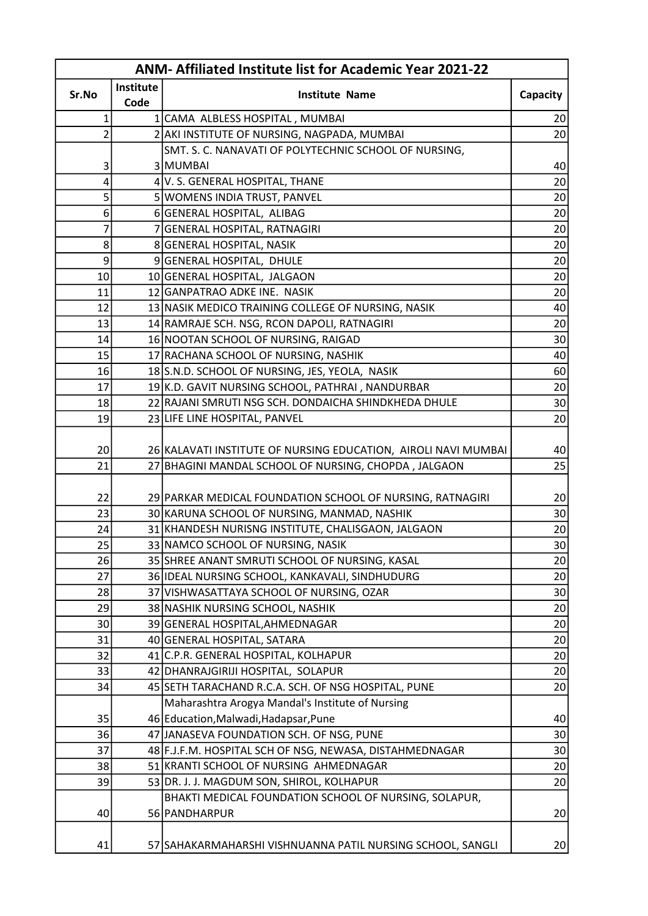| ANM- Affiliated Institute list for Academic Year 2021-22 | | | |
|---|---|---|---|
| Sr.No | Institute Code | Institute Name | Capacity |
| 1 | 1 | CAMA ALBLESS HOSPITAL , MUMBAI | 20 |
| 2 | 2 | AKI INSTITUTE OF NURSING, NAGPADA, MUMBAI | 20 |
| 3 | 3 | SMT. S. C. NANAVATI OF POLYTECHNIC SCHOOL OF NURSING, MUMBAI | 40 |
| 4 | 4 | V. S. GENERAL HOSPITAL, THANE | 20 |
| 5 | 5 | WOMENS INDIA TRUST, PANVEL | 20 |
| 6 | 6 | GENERAL HOSPITAL, ALIBAG | 20 |
| 7 | 7 | GENERAL HOSPITAL, RATNAGIRI | 20 |
| 8 | 8 | GENERAL HOSPITAL, NASIK | 20 |
| 9 | 9 | GENERAL HOSPITAL, DHULE | 20 |
| 10 | 10 | GENERAL HOSPITAL, JALGAON | 20 |
| 11 | 12 | GANPATRAO ADKE INE. NASIK | 20 |
| 12 | 13 | NASIK MEDICO TRAINING COLLEGE OF NURSING, NASIK | 40 |
| 13 | 14 | RAMRAJE SCH. NSG, RCON DAPOLI, RATNAGIRI | 20 |
| 14 | 16 | NOOTAN SCHOOL OF NURSING, RAIGAD | 30 |
| 15 | 17 | RACHANA SCHOOL OF NURSING, NASHIK | 40 |
| 16 | 18 | S.N.D. SCHOOL OF NURSING, JES, YEOLA, NASIK | 60 |
| 17 | 19 | K.D. GAVIT NURSING SCHOOL, PATHRAI , NANDURBAR | 20 |
| 18 | 22 | RAJANI SMRUTI NSG SCH. DONDAICHA SHINDKHEDA DHULE | 30 |
| 19 | 23 | LIFE LINE HOSPITAL, PANVEL | 20 |
| 20 | 26 | KALAVATI INSTITUTE OF NURSING EDUCATION, AIROLI NAVI MUMBAI | 40 |
| 21 | 27 | BHAGINI MANDAL SCHOOL OF NURSING, CHOPDA , JALGAON | 25 |
| 22 | 29 | PARKAR MEDICAL FOUNDATION SCHOOL OF NURSING, RATNAGIRI | 20 |
| 23 | 30 | KARUNA SCHOOL OF NURSING, MANMAD, NASHIK | 30 |
| 24 | 31 | KHANDESH NURISNG INSTITUTE, CHALISGAON, JALGAON | 20 |
| 25 | 33 | NAMCO SCHOOL OF NURSING, NASIK | 30 |
| 26 | 35 | SHREE ANANT SMRUTI SCHOOL OF NURSING, KASAL | 20 |
| 27 | 36 | IDEAL NURSING SCHOOL, KANKAVALI, SINDHUDURG | 20 |
| 28 | 37 | VISHWASATTAYA SCHOOL OF NURSING, OZAR | 30 |
| 29 | 38 | NASHIK NURSING SCHOOL, NASHIK | 20 |
| 30 | 39 | GENERAL HOSPITAL,AHMEDNAGAR | 20 |
| 31 | 40 | GENERAL HOSPITAL, SATARA | 20 |
| 32 | 41 | C.P.R. GENERAL HOSPITAL, KOLHAPUR | 20 |
| 33 | 42 | DHANRAJGIRIJI HOSPITAL, SOLAPUR | 20 |
| 34 | 45 | SETH TARACHAND R.C.A. SCH. OF NSG HOSPITAL, PUNE | 20 |
| 35 | 46 | Maharashtra Arogya Mandal's Institute of Nursing Education,Malwadi,Hadapsar,Pune | 40 |
| 36 | 47 | JANASEVA FOUNDATION SCH. OF NSG, PUNE | 30 |
| 37 | 48 | F.J.F.M. HOSPITAL SCH OF NSG, NEWASA, DISTAHMEDNAGAR | 30 |
| 38 | 51 | KRANTI SCHOOL OF NURSING AHMEDNAGAR | 20 |
| 39 | 53 | DR. J. J. MAGDUM SON, SHIROL, KOLHAPUR | 20 |
| 40 | 56 | BHAKTI MEDICAL FOUNDATION SCHOOL OF NURSING, SOLAPUR, PANDHARPUR | 20 |
| 41 | 57 | SAHAKARMAHARSHI VISHNUANNA PATIL NURSING SCHOOL, SANGLI | 20 |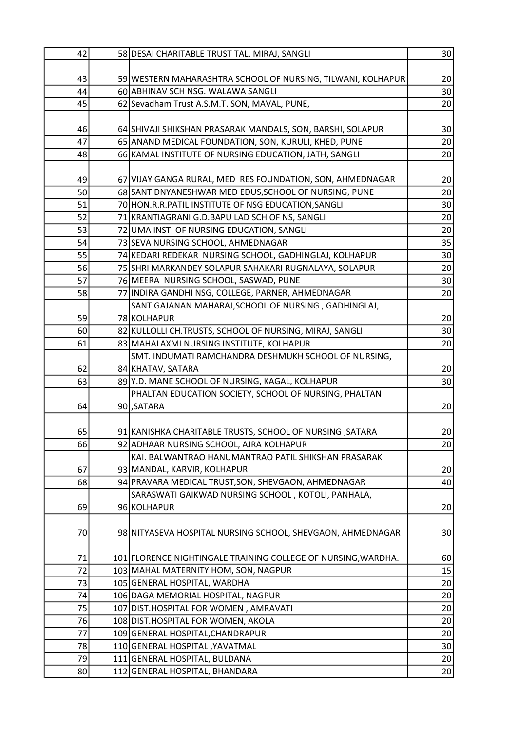| | | | |
|---|---|---|---|
| 42 | 58 | DESAI CHARITABLE TRUST TAL. MIRAJ, SANGLI | 30 |
| 43 | 59 | WESTERN MAHARASHTRA SCHOOL OF NURSING, TILWANI, KOLHAPUR | 20 |
| 44 | 60 | ABHINAV SCH NSG. WALAWA SANGLI | 30 |
| 45 | 62 | Sevadham Trust A.S.M.T. SON, MAVAL, PUNE, | 20 |
| 46 | 64 | SHIVAJI SHIKSHAN PRASARAK MANDALS, SON, BARSHI, SOLAPUR | 30 |
| 47 | 65 | ANAND MEDICAL FOUNDATION, SON, KURULI, KHED, PUNE | 20 |
| 48 | 66 | KAMAL INSTITUTE OF NURSING EDUCATION, JATH, SANGLI | 20 |
| 49 | 67 | VIJAY GANGA RURAL, MED RES FOUNDATION, SON, AHMEDNAGAR | 20 |
| 50 | 68 | SANT DNYANESHWAR MED EDUS,SCHOOL OF NURSING, PUNE | 20 |
| 51 | 70 | HON.R.R.PATIL INSTITUTE OF NSG EDUCATION,SANGLI | 30 |
| 52 | 71 | KRANTIAGRANI G.D.BAPU LAD SCH OF NS, SANGLI | 20 |
| 53 | 72 | UMA INST. OF NURSING EDUCATION, SANGLI | 20 |
| 54 | 73 | SEVA NURSING SCHOOL, AHMEDNAGAR | 35 |
| 55 | 74 | KEDARI REDEKAR NURSING SCHOOL, GADHINGLAJ, KOLHAPUR | 30 |
| 56 | 75 | SHRI MARKANDEY SOLAPUR SAHAKARI RUGNALAYA, SOLAPUR | 20 |
| 57 | 76 | MEERA NURSING SCHOOL, SASWAD, PUNE | 30 |
| 58 | 77 | INDIRA GANDHI NSG, COLLEGE, PARNER, AHMEDNAGAR | 20 |
| 59 | 78 | SANT GAJANAN MAHARAJ,SCHOOL OF NURSING , GADHINGLAJ, KOLHAPUR | 20 |
| 60 | 82 | KULLOLLI CH.TRUSTS, SCHOOL OF NURSING, MIRAJ, SANGLI | 30 |
| 61 | 83 | MAHALAXMI NURSING INSTITUTE, KOLHAPUR | 20 |
| 62 | 84 | SMT. INDUMATI RAMCHANDRA DESHMUKH SCHOOL OF NURSING, KHATAV, SATARA | 20 |
| 63 | 89 | Y.D. MANE SCHOOL OF NURSING, KAGAL, KOLHAPUR | 30 |
| 64 | 90 | PHALTAN EDUCATION SOCIETY, SCHOOL OF NURSING, PHALTAN ,SATARA | 20 |
| 65 | 91 | KANISHKA CHARITABLE TRUSTS, SCHOOL OF NURSING ,SATARA | 20 |
| 66 | 92 | ADHAAR NURSING SCHOOL, AJRA KOLHAPUR | 20 |
| 67 | 93 | KAI. BALWANTRAO HANUMANTRAO PATIL SHIKSHAN PRASARAK MANDAL, KARVIR, KOLHAPUR | 20 |
| 68 | 94 | PRAVARA MEDICAL TRUST,SON, SHEVGAON, AHMEDNAGAR | 40 |
| 69 | 96 | SARASWATI GAIKWAD NURSING SCHOOL , KOTOLI, PANHALA, KOLHAPUR | 20 |
| 70 | 98 | NITYASEVA HOSPITAL NURSING SCHOOL, SHEVGAON, AHMEDNAGAR | 30 |
| 71 | 101 | FLORENCE NIGHTINGALE TRAINING COLLEGE OF NURSING,WARDHA. | 60 |
| 72 | 103 | MAHAL MATERNITY HOM, SON, NAGPUR | 15 |
| 73 | 105 | GENERAL HOSPITAL, WARDHA | 20 |
| 74 | 106 | DAGA MEMORIAL HOSPITAL, NAGPUR | 20 |
| 75 | 107 | DIST.HOSPITAL FOR WOMEN , AMRAVATI | 20 |
| 76 | 108 | DIST.HOSPITAL FOR WOMEN, AKOLA | 20 |
| 77 | 109 | GENERAL HOSPITAL,CHANDRAPUR | 20 |
| 78 | 110 | GENERAL HOSPITAL ,YAVATMAL | 30 |
| 79 | 111 | GENERAL HOSPITAL, BULDANA | 20 |
| 80 | 112 | GENERAL HOSPITAL, BHANDARA | 20 |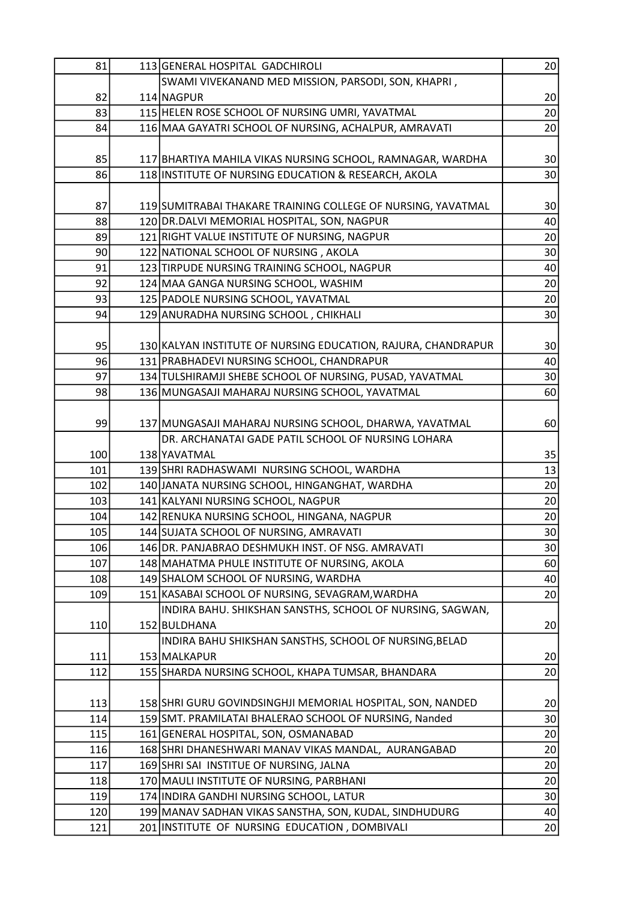| | | | |
|---|---|---|---|
| 81 | 113 | GENERAL HOSPITAL GADCHIROLI | 20 |
| 82 | 114 | SWAMI VIVEKANAND MED MISSION, PARSODI, SON, KHAPRI , NAGPUR | 20 |
| 83 | 115 | HELEN ROSE SCHOOL OF NURSING UMRI, YAVATMAL | 20 |
| 84 | 116 | MAA GAYATRI SCHOOL OF NURSING, ACHALPUR, AMRAVATI | 20 |
| 85 | 117 | BHARTIYA MAHILA VIKAS NURSING SCHOOL, RAMNAGAR, WARDHA | 30 |
| 86 | 118 | INSTITUTE OF NURSING EDUCATION & RESEARCH, AKOLA | 30 |
| 87 | 119 | SUMITRABAI THAKARE TRAINING COLLEGE OF NURSING, YAVATMAL | 30 |
| 88 | 120 | DR.DALVI MEMORIAL HOSPITAL, SON, NAGPUR | 40 |
| 89 | 121 | RIGHT VALUE INSTITUTE OF NURSING, NAGPUR | 20 |
| 90 | 122 | NATIONAL SCHOOL OF NURSING , AKOLA | 30 |
| 91 | 123 | TIRPUDE NURSING TRAINING SCHOOL, NAGPUR | 40 |
| 92 | 124 | MAA GANGA NURSING SCHOOL, WASHIM | 20 |
| 93 | 125 | PADOLE NURSING SCHOOL, YAVATMAL | 20 |
| 94 | 129 | ANURADHA NURSING SCHOOL , CHIKHALI | 30 |
| 95 | 130 | KALYAN INSTITUTE OF NURSING EDUCATION, RAJURA, CHANDRAPUR | 30 |
| 96 | 131 | PRABHADEVI NURSING SCHOOL, CHANDRAPUR | 40 |
| 97 | 134 | TULSHIRAMJI SHEBE SCHOOL OF NURSING, PUSAD, YAVATMAL | 30 |
| 98 | 136 | MUNGASAJI MAHARAJ NURSING SCHOOL, YAVATMAL | 60 |
| 99 | 137 | MUNGASAJI MAHARAJ NURSING SCHOOL, DHARWA, YAVATMAL | 60 |
| 100 | 138 | DR. ARCHANATAI GADE PATIL SCHOOL OF NURSING LOHARA YAVATMAL | 35 |
| 101 | 139 | SHRI RADHASWAMI NURSING SCHOOL, WARDHA | 13 |
| 102 | 140 | JANATA NURSING SCHOOL, HINGANGHAT, WARDHA | 20 |
| 103 | 141 | KALYANI NURSING SCHOOL, NAGPUR | 20 |
| 104 | 142 | RENUKA NURSING SCHOOL, HINGANA, NAGPUR | 20 |
| 105 | 144 | SUJATA SCHOOL OF NURSING, AMRAVATI | 30 |
| 106 | 146 | DR. PANJABRAO DESHMUKH INST. OF NSG. AMRAVATI | 30 |
| 107 | 148 | MAHATMA PHULE INSTITUTE OF NURSING, AKOLA | 60 |
| 108 | 149 | SHALOM SCHOOL OF NURSING, WARDHA | 40 |
| 109 | 151 | KASABAI SCHOOL OF NURSING, SEVAGRAM,WARDHA | 20 |
| 110 | 152 | INDIRA BAHU. SHIKSHAN SANSTHS, SCHOOL OF NURSING, SAGWAN, BULDHANA | 20 |
| 111 | 153 | INDIRA BAHU SHIKSHAN SANSTHS, SCHOOL OF NURSING,BELAD MALKAPUR | 20 |
| 112 | 155 | SHARDA NURSING SCHOOL, KHAPA TUMSAR, BHANDARA | 20 |
| 113 | 158 | SHRI GURU GOVINDSINGHJI MEMORIAL HOSPITAL, SON, NANDED | 20 |
| 114 | 159 | SMT. PRAMILATAI BHALERAO SCHOOL OF NURSING, Nanded | 30 |
| 115 | 161 | GENERAL HOSPITAL, SON, OSMANABAD | 20 |
| 116 | 168 | SHRI DHANESHWARI MANAV VIKAS MANDAL, AURANGABAD | 20 |
| 117 | 169 | SHRI SAI INSTITUE OF NURSING, JALNA | 20 |
| 118 | 170 | MAULI INSTITUTE OF NURSING, PARBHANI | 20 |
| 119 | 174 | INDIRA GANDHI NURSING SCHOOL, LATUR | 30 |
| 120 | 199 | MANAV SADHAN VIKAS SANSTHA, SON, KUDAL, SINDHUDURG | 40 |
| 121 | 201 | INSTITUTE OF NURSING EDUCATION , DOMBIVALI | 20 |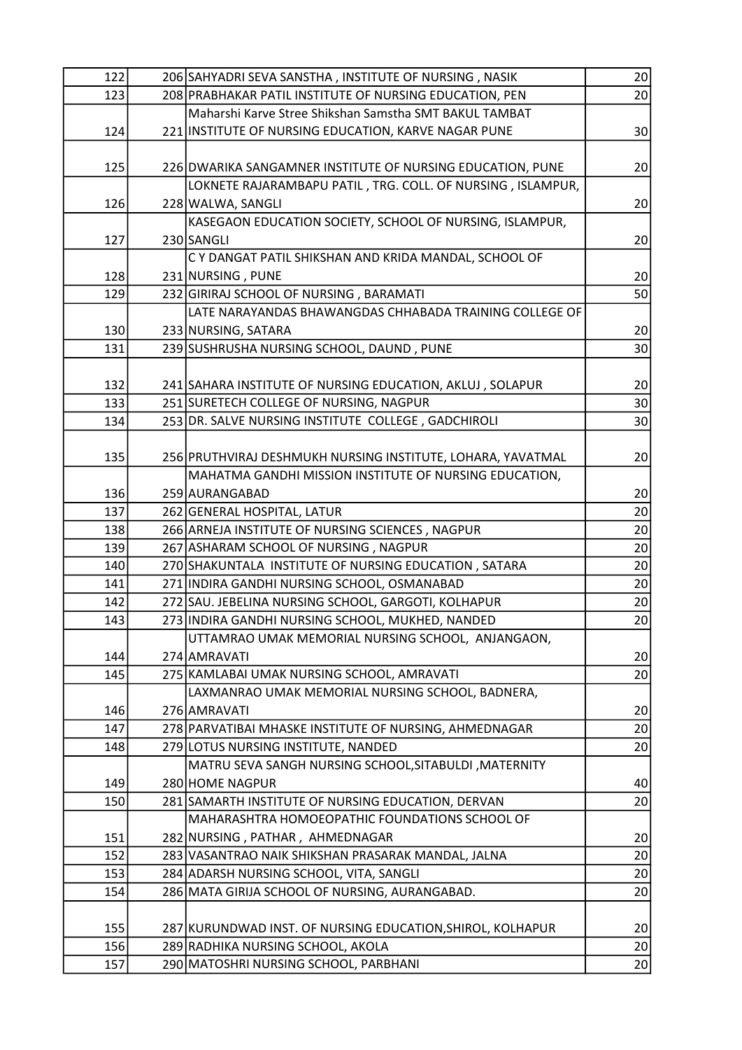| | | | |
|---|---|---|---|
| 122 | 206 | SAHYADRI SEVA SANSTHA , INSTITUTE OF NURSING , NASIK | 20 |
| 123 | 208 | PRABHAKAR PATIL INSTITUTE OF NURSING EDUCATION, PEN | 20 |
| 124 | 221 | Maharshi Karve Stree Shikshan Samstha SMT BAKUL TAMBAT INSTITUTE OF NURSING EDUCATION, KARVE NAGAR PUNE | 30 |
| 125 | 226 | DWARIKA SANGAMNER INSTITUTE OF NURSING EDUCATION, PUNE | 20 |
| 126 | 228 | LOKNETE RAJARAMBAPU PATIL , TRG. COLL. OF NURSING , ISLAMPUR, WALWA, SANGLI | 20 |
| 127 | 230 | KASEGAON EDUCATION SOCIETY, SCHOOL OF NURSING, ISLAMPUR, SANGLI | 20 |
| 128 | 231 | C Y DANGAT PATIL SHIKSHAN AND KRIDA MANDAL, SCHOOL OF NURSING , PUNE | 20 |
| 129 | 232 | GIRIRAJ SCHOOL OF NURSING , BARAMATI | 50 |
| 130 | 233 | LATE NARAYANDAS BHAWANGDAS CHHABADA TRAINING COLLEGE OF NURSING, SATARA | 20 |
| 131 | 239 | SUSHRUSHA NURSING SCHOOL, DAUND , PUNE | 30 |
| 132 | 241 | SAHARA INSTITUTE OF NURSING EDUCATION, AKLUJ , SOLAPUR | 20 |
| 133 | 251 | SURETECH COLLEGE OF NURSING, NAGPUR | 30 |
| 134 | 253 | DR. SALVE NURSING INSTITUTE COLLEGE , GADCHIROLI | 30 |
| 135 | 256 | PRUTHVIRAJ DESHMUKH NURSING INSTITUTE, LOHARA, YAVATMAL | 20 |
| 136 | 259 | MAHATMA GANDHI MISSION INSTITUTE OF NURSING EDUCATION, AURANGABAD | 20 |
| 137 | 262 | GENERAL HOSPITAL, LATUR | 20 |
| 138 | 266 | ARNEJA INSTITUTE OF NURSING SCIENCES , NAGPUR | 20 |
| 139 | 267 | ASHARAM SCHOOL OF NURSING , NAGPUR | 20 |
| 140 | 270 | SHAKUNTALA INSTITUTE OF NURSING EDUCATION , SATARA | 20 |
| 141 | 271 | INDIRA GANDHI NURSING SCHOOL, OSMANABAD | 20 |
| 142 | 272 | SAU. JEBELINA NURSING SCHOOL, GARGOTI, KOLHAPUR | 20 |
| 143 | 273 | INDIRA GANDHI NURSING SCHOOL, MUKHED, NANDED | 20 |
| 144 | 274 | UTTAMRAO UMAK MEMORIAL NURSING SCHOOL, ANJANGAON, AMRAVATI | 20 |
| 145 | 275 | KAMLABAI UMAK NURSING SCHOOL, AMRAVATI | 20 |
| 146 | 276 | LAXMANRAO UMAK MEMORIAL NURSING SCHOOL, BADNERA, AMRAVATI | 20 |
| 147 | 278 | PARVATIBAI MHASKE INSTITUTE OF NURSING, AHMEDNAGAR | 20 |
| 148 | 279 | LOTUS NURSING INSTITUTE, NANDED | 20 |
| 149 | 280 | MATRU SEVA SANGH NURSING SCHOOL,SITABULDI ,MATERNITY HOME NAGPUR | 40 |
| 150 | 281 | SAMARTH INSTITUTE OF NURSING EDUCATION, DERVAN | 20 |
| 151 | 282 | MAHARASHTRA HOMOEOPATHIC FOUNDATIONS SCHOOL OF NURSING , PATHAR , AHMEDNAGAR | 20 |
| 152 | 283 | VASANTRAO NAIK SHIKSHAN PRASARAK MANDAL, JALNA | 20 |
| 153 | 284 | ADARSH NURSING SCHOOL, VITA, SANGLI | 20 |
| 154 | 286 | MATA GIRIJA SCHOOL OF NURSING, AURANGABAD. | 20 |
| 155 | 287 | KURUNDWAD INST. OF NURSING EDUCATION,SHIROL, KOLHAPUR | 20 |
| 156 | 289 | RADHIKA NURSING SCHOOL, AKOLA | 20 |
| 157 | 290 | MATOSHRI NURSING SCHOOL, PARBHANI | 20 |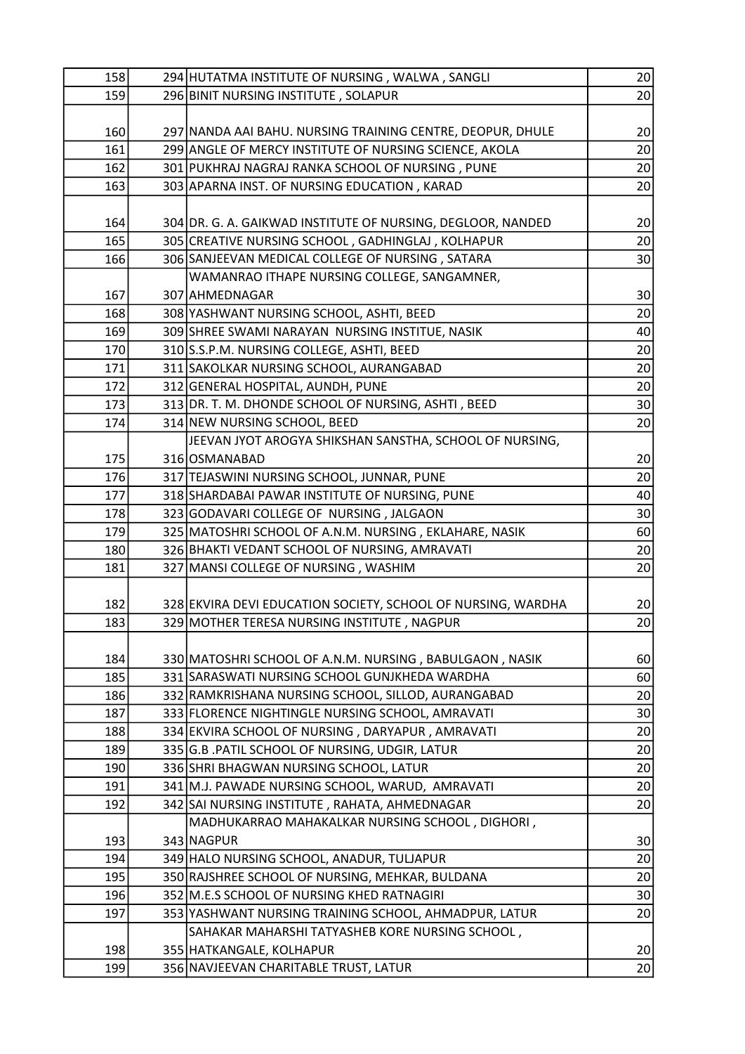| | | | |
|---|---|---|---|
| 158 | 294 | HUTATMA INSTITUTE OF NURSING , WALWA , SANGLI | 20 |
| 159 | 296 | BINIT NURSING INSTITUTE , SOLAPUR | 20 |
| 160 | 297 | NANDA AAI BAHU. NURSING TRAINING CENTRE, DEOPUR, DHULE | 20 |
| 161 | 299 | ANGLE OF MERCY INSTITUTE OF NURSING SCIENCE, AKOLA | 20 |
| 162 | 301 | PUKHRAJ NAGRAJ RANKA SCHOOL OF NURSING , PUNE | 20 |
| 163 | 303 | APARNA INST. OF NURSING EDUCATION , KARAD | 20 |
| 164 | 304 | DR. G. A. GAIKWAD INSTITUTE OF NURSING, DEGLOOR, NANDED | 20 |
| 165 | 305 | CREATIVE NURSING SCHOOL , GADHINGLAJ , KOLHAPUR | 20 |
| 166 | 306 | SANJEEVAN MEDICAL COLLEGE OF NURSING , SATARA | 30 |
| 167 | 307 | WAMANRAO ITHAPE NURSING COLLEGE, SANGAMNER, AHMEDNAGAR | 30 |
| 168 | 308 | YASHWANT NURSING SCHOOL, ASHTI, BEED | 20 |
| 169 | 309 | SHREE SWAMI NARAYAN NURSING INSTITUE, NASIK | 40 |
| 170 | 310 | S.S.P.M. NURSING COLLEGE, ASHTI, BEED | 20 |
| 171 | 311 | SAKOLKAR NURSING SCHOOL, AURANGABAD | 20 |
| 172 | 312 | GENERAL HOSPITAL, AUNDH, PUNE | 20 |
| 173 | 313 | DR. T. M. DHONDE SCHOOL OF NURSING, ASHTI , BEED | 30 |
| 174 | 314 | NEW NURSING SCHOOL, BEED | 20 |
| 175 | 316 | JEEVAN JYOT AROGYA SHIKSHAN SANSTHA, SCHOOL OF NURSING, OSMANABAD | 20 |
| 176 | 317 | TEJASWINI NURSING SCHOOL, JUNNAR, PUNE | 20 |
| 177 | 318 | SHARDABAI PAWAR INSTITUTE OF NURSING, PUNE | 40 |
| 178 | 323 | GODAVARI COLLEGE OF NURSING , JALGAON | 30 |
| 179 | 325 | MATOSHRI SCHOOL OF A.N.M. NURSING , EKLAHARE, NASIK | 60 |
| 180 | 326 | BHAKTI VEDANT SCHOOL OF NURSING, AMRAVATI | 20 |
| 181 | 327 | MANSI COLLEGE OF NURSING , WASHIM | 20 |
| 182 | 328 | EKVIRA DEVI EDUCATION SOCIETY, SCHOOL OF NURSING, WARDHA | 20 |
| 183 | 329 | MOTHER TERESA NURSING INSTITUTE , NAGPUR | 20 |
| 184 | 330 | MATOSHRI SCHOOL OF A.N.M. NURSING , BABULGAON , NASIK | 60 |
| 185 | 331 | SARASWATI NURSING SCHOOL GUNJKHEDA WARDHA | 60 |
| 186 | 332 | RAMKRISHANA NURSING SCHOOL, SILLOD, AURANGABAD | 20 |
| 187 | 333 | FLORENCE NIGHTINGLE NURSING SCHOOL, AMRAVATI | 30 |
| 188 | 334 | EKVIRA SCHOOL OF NURSING , DARYAPUR , AMRAVATI | 20 |
| 189 | 335 | G.B .PATIL SCHOOL OF NURSING, UDGIR, LATUR | 20 |
| 190 | 336 | SHRI BHAGWAN NURSING SCHOOL, LATUR | 20 |
| 191 | 341 | M.J. PAWADE NURSING SCHOOL, WARUD, AMRAVATI | 20 |
| 192 | 342 | SAI NURSING INSTITUTE , RAHATA, AHMEDNAGAR | 20 |
| 193 | 343 | MADHUKARRAO MAHAKALKAR NURSING SCHOOL , DIGHORI , NAGPUR | 30 |
| 194 | 349 | HALO NURSING SCHOOL, ANADUR, TULJAPUR | 20 |
| 195 | 350 | RAJSHREE SCHOOL OF NURSING, MEHKAR, BULDANA | 20 |
| 196 | 352 | M.E.S SCHOOL OF NURSING KHED RATNAGIRI | 30 |
| 197 | 353 | YASHWANT NURSING TRAINING SCHOOL, AHMADPUR, LATUR | 20 |
| 198 | 355 | SAHAKAR MAHARSHI TATYASHEB KORE NURSING SCHOOL , HATKANGALE, KOLHAPUR | 20 |
| 199 | 356 | NAVJEEVAN CHARITABLE TRUST, LATUR | 20 |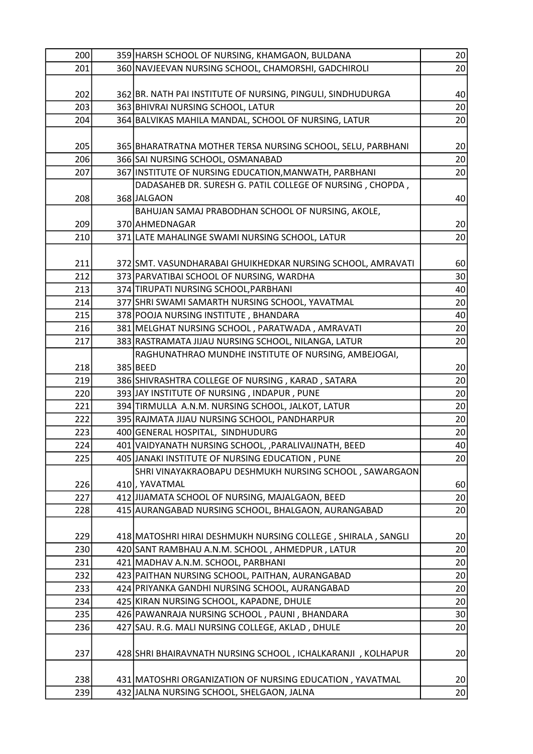| | | | |
|---|---|---|---|
| 200 | 359 | HARSH SCHOOL OF NURSING, KHAMGAON, BULDANA | 20 |
| 201 | 360 | NAVJEEVAN NURSING SCHOOL, CHAMORSHI, GADCHIROLI | 20 |
| 202 | 362 | BR. NATH PAI INSTITUTE OF NURSING, PINGULI, SINDHUDURGA | 40 |
| 203 | 363 | BHIVRAI NURSING SCHOOL, LATUR | 20 |
| 204 | 364 | BALVIKAS MAHILA MANDAL, SCHOOL OF NURSING, LATUR | 20 |
| 205 | 365 | BHARATRATNA MOTHER TERSA NURSING SCHOOL, SELU, PARBHANI | 20 |
| 206 | 366 | SAI NURSING SCHOOL, OSMANABAD | 20 |
| 207 | 367 | INSTITUTE OF NURSING EDUCATION,MANWATH, PARBHANI | 20 |
| 208 | 368 | DADASAHEB DR. SURESH G. PATIL COLLEGE OF NURSING , CHOPDA , JALGAON | 40 |
| 209 | 370 | BAHUJAN SAMAJ PRABODHAN SCHOOL OF NURSING, AKOLE, AHMEDNAGAR | 20 |
| 210 | 371 | LATE MAHALINGE SWAMI NURSING SCHOOL, LATUR | 20 |
| 211 | 372 | SMT. VASUNDHARABAI GHUIKHEDKAR NURSING SCHOOL, AMRAVATI | 60 |
| 212 | 373 | PARVATIBAI SCHOOL OF NURSING, WARDHA | 30 |
| 213 | 374 | TIRUPATI NURSING SCHOOL,PARBHANI | 40 |
| 214 | 377 | SHRI SWAMI SAMARTH NURSING SCHOOL, YAVATMAL | 20 |
| 215 | 378 | POOJA NURSING INSTITUTE , BHANDARA | 40 |
| 216 | 381 | MELGHAT NURSING SCHOOL , PARATWADA , AMRAVATI | 20 |
| 217 | 383 | RASTRAMATA JIJAU NURSING SCHOOL, NILANGA, LATUR | 20 |
| 218 | 385 | RAGHUNATHRAO MUNDHE INSTITUTE OF NURSING, AMBEJOGAI, BEED | 20 |
| 219 | 386 | SHIVRASHTRA COLLEGE OF NURSING , KARAD , SATARA | 20 |
| 220 | 393 | JAY INSTITUTE OF NURSING , INDAPUR , PUNE | 20 |
| 221 | 394 | TIRMULLA A.N.M. NURSING SCHOOL, JALKOT, LATUR | 20 |
| 222 | 395 | RAJMATA JIJAU NURSING SCHOOL, PANDHARPUR | 20 |
| 223 | 400 | GENERAL HOSPITAL, SINDHUDURG | 20 |
| 224 | 401 | VAIDYANATH NURSING SCHOOL, ,PARALIVAIJNATH, BEED | 40 |
| 225 | 405 | JANAKI INSTITUTE OF NURSING EDUCATION , PUNE | 20 |
| 226 | 410 | SHRI VINAYAKRAOBAPU DESHMUKH NURSING SCHOOL , SAWARGAON , YAVATMAL | 60 |
| 227 | 412 | JIJAMATA SCHOOL OF NURSING, MAJALGAON, BEED | 20 |
| 228 | 415 | AURANGABAD NURSING SCHOOL, BHALGAON, AURANGABAD | 20 |
| 229 | 418 | MATOSHRI HIRAI DESHMUKH NURSING COLLEGE , SHIRALA , SANGLI | 20 |
| 230 | 420 | SANT RAMBHAU A.N.M. SCHOOL , AHMEDPUR , LATUR | 20 |
| 231 | 421 | MADHAV A.N.M. SCHOOL, PARBHANI | 20 |
| 232 | 423 | PAITHAN NURSING SCHOOL, PAITHAN, AURANGABAD | 20 |
| 233 | 424 | PRIYANKA GANDHI NURSING SCHOOL, AURANGABAD | 20 |
| 234 | 425 | KIRAN NURSING SCHOOL, KAPADNE, DHULE | 20 |
| 235 | 426 | PAWANRAJA NURSING SCHOOL , PAUNI , BHANDARA | 30 |
| 236 | 427 | SAU. R.G. MALI NURSING COLLEGE, AKLAD , DHULE | 20 |
| 237 | 428 | SHRI BHAIRAVNATH NURSING SCHOOL , ICHALKARANJI , KOLHAPUR | 20 |
| 238 | 431 | MATOSHRI ORGANIZATION OF NURSING EDUCATION , YAVATMAL | 20 |
| 239 | 432 | JALNA NURSING SCHOOL, SHELGAON, JALNA | 20 |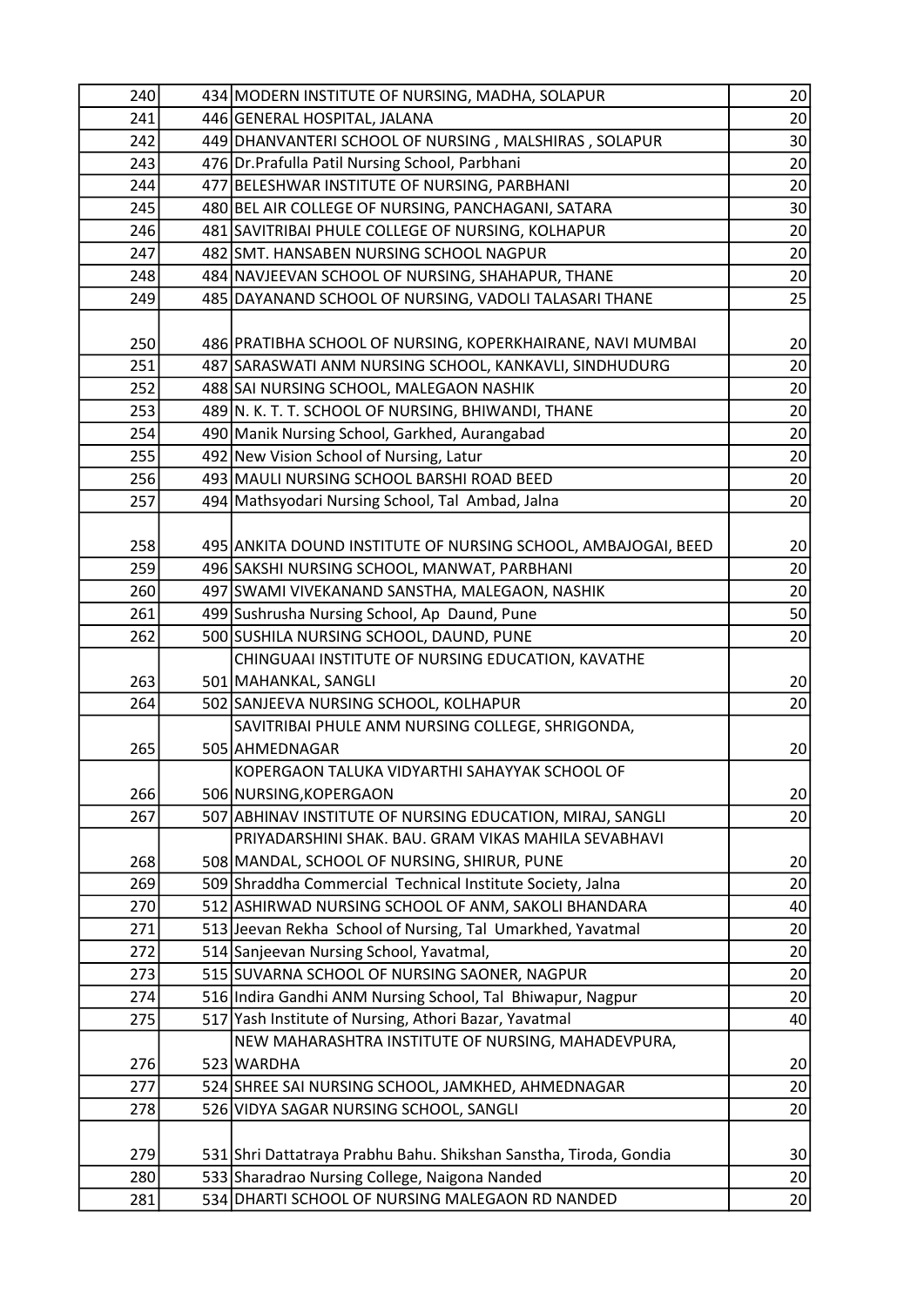| | | | |
|---|---|---|---|
| 240 | 434 | MODERN INSTITUTE OF NURSING, MADHA, SOLAPUR | 20 |
| 241 | 446 | GENERAL HOSPITAL, JALANA | 20 |
| 242 | 449 | DHANVANTERI SCHOOL OF NURSING , MALSHIRAS , SOLAPUR | 30 |
| 243 | 476 | Dr.Prafulla Patil Nursing School, Parbhani | 20 |
| 244 | 477 | BELESHWAR INSTITUTE OF NURSING, PARBHANI | 20 |
| 245 | 480 | BEL AIR COLLEGE OF NURSING, PANCHAGANI, SATARA | 30 |
| 246 | 481 | SAVITRIBAI PHULE COLLEGE OF NURSING, KOLHAPUR | 20 |
| 247 | 482 | SMT. HANSABEN NURSING SCHOOL NAGPUR | 20 |
| 248 | 484 | NAVJEEVAN SCHOOL OF NURSING, SHAHAPUR, THANE | 20 |
| 249 | 485 | DAYANAND SCHOOL OF NURSING, VADOLI TALASARI THANE | 25 |
| 250 | 486 | PRATIBHA SCHOOL OF NURSING, KOPERKHAIRANE, NAVI MUMBAI | 20 |
| 251 | 487 | SARASWATI ANM NURSING SCHOOL, KANKAVLI, SINDHUDURG | 20 |
| 252 | 488 | SAI NURSING SCHOOL, MALEGAON NASHIK | 20 |
| 253 | 489 | N. K. T. T. SCHOOL OF NURSING, BHIWANDI, THANE | 20 |
| 254 | 490 | Manik Nursing School, Garkhed, Aurangabad | 20 |
| 255 | 492 | New Vision School of Nursing, Latur | 20 |
| 256 | 493 | MAULI NURSING SCHOOL BARSHI ROAD BEED | 20 |
| 257 | 494 | Mathsyodari Nursing School, Tal Ambad, Jalna | 20 |
| 258 | 495 | ANKITA DOUND INSTITUTE OF NURSING SCHOOL, AMBAJOGAI, BEED | 20 |
| 259 | 496 | SAKSHI NURSING SCHOOL, MANWAT, PARBHANI | 20 |
| 260 | 497 | SWAMI VIVEKANAND SANSTHA, MALEGAON, NASHIK | 20 |
| 261 | 499 | Sushrusha Nursing School, Ap Daund, Pune | 50 |
| 262 | 500 | SUSHILA NURSING SCHOOL, DAUND, PUNE | 20 |
| 263 | 501 | CHINGUAAI INSTITUTE OF NURSING EDUCATION, KAVATHE MAHANKAL, SANGLI | 20 |
| 264 | 502 | SANJEEVA NURSING SCHOOL, KOLHAPUR | 20 |
| 265 | 505 | SAVITRIBAI PHULE ANM NURSING COLLEGE, SHRIGONDA, AHMEDNAGAR | 20 |
| 266 | 506 | KOPERGAON TALUKA VIDYARTHI SAHAYYAK SCHOOL OF NURSING,KOPERGAON | 20 |
| 267 | 507 | ABHINAV INSTITUTE OF NURSING EDUCATION, MIRAJ, SANGLI | 20 |
| 268 | 508 | PRIYADARSHINI SHAK. BAU. GRAM VIKAS MAHILA SEVABHAVI MANDAL, SCHOOL OF NURSING, SHIRUR, PUNE | 20 |
| 269 | 509 | Shraddha Commercial Technical Institute Society, Jalna | 20 |
| 270 | 512 | ASHIRWAD NURSING SCHOOL OF ANM, SAKOLI BHANDARA | 40 |
| 271 | 513 | Jeevan Rekha School of Nursing, Tal Umarkhed, Yavatmal | 20 |
| 272 | 514 | Sanjeevan Nursing School, Yavatmal, | 20 |
| 273 | 515 | SUVARNA SCHOOL OF NURSING SAONER, NAGPUR | 20 |
| 274 | 516 | Indira Gandhi ANM Nursing School, Tal Bhiwapur, Nagpur | 20 |
| 275 | 517 | Yash Institute of Nursing, Athori Bazar, Yavatmal | 40 |
| 276 | 523 | NEW MAHARASHTRA INSTITUTE OF NURSING, MAHADEVPURA, WARDHA | 20 |
| 277 | 524 | SHREE SAI NURSING SCHOOL, JAMKHED, AHMEDNAGAR | 20 |
| 278 | 526 | VIDYA SAGAR NURSING SCHOOL, SANGLI | 20 |
| 279 | 531 | Shri Dattatraya Prabhu Bahu. Shikshan Sanstha, Tiroda, Gondia | 30 |
| 280 | 533 | Sharadrao Nursing College, Naigona Nanded | 20 |
| 281 | 534 | DHARTI SCHOOL OF NURSING MALEGAON RD NANDED | 20 |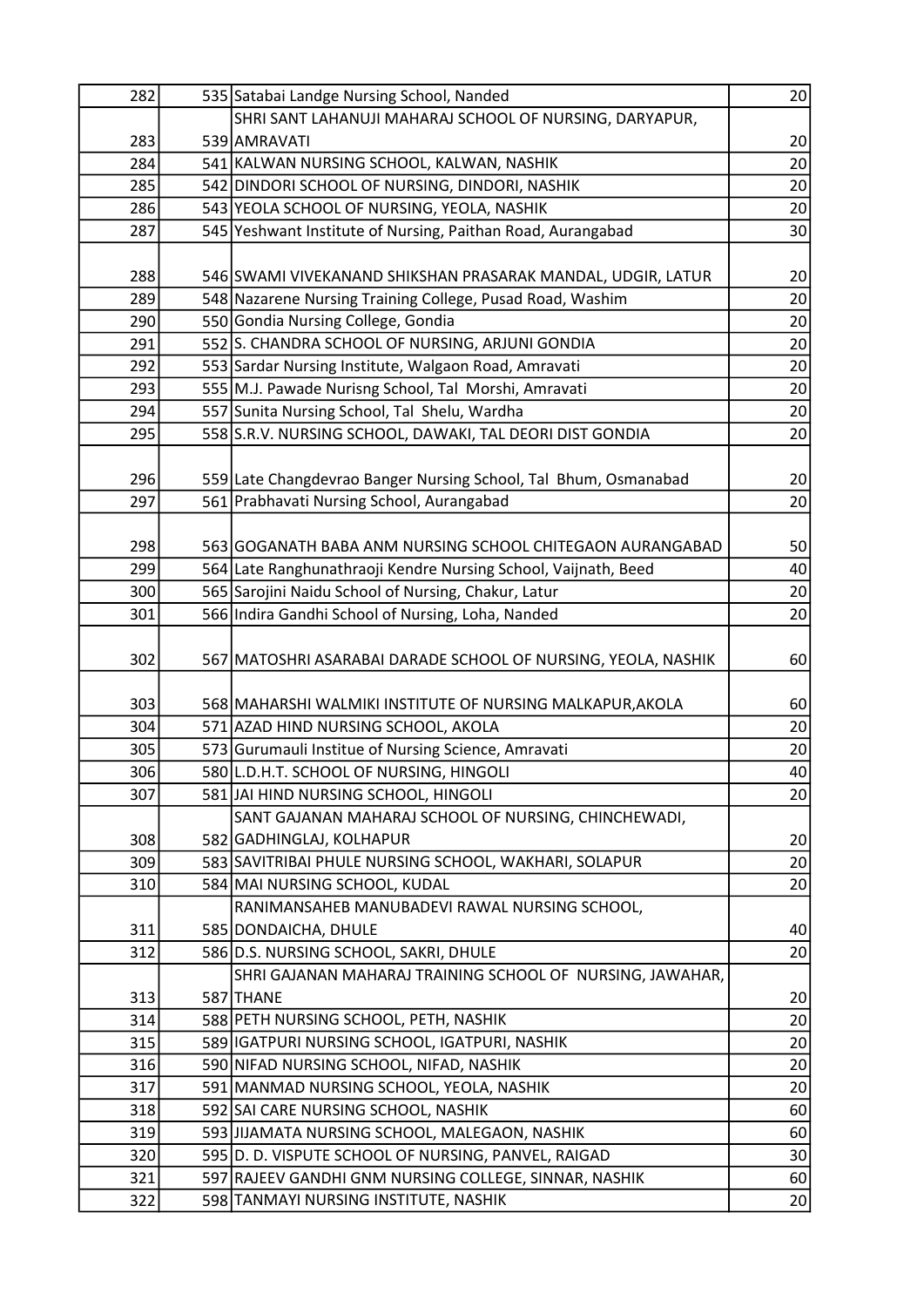| 282 | 535 | Satabai Landge Nursing School, Nanded | 20 |
|---|---|---|---|
| 283 | 539 | SHRI SANT LAHANUJI MAHARAJ SCHOOL OF NURSING, DARYAPUR, AMRAVATI | 20 |
| 284 | 541 | KALWAN NURSING SCHOOL, KALWAN, NASHIK | 20 |
| 285 | 542 | DINDORI SCHOOL OF NURSING, DINDORI, NASHIK | 20 |
| 286 | 543 | YEOLA SCHOOL OF NURSING, YEOLA, NASHIK | 20 |
| 287 | 545 | Yeshwant Institute of Nursing, Paithan Road, Aurangabad | 30 |
| 288 | 546 | SWAMI VIVEKANAND SHIKSHAN PRASARAK MANDAL, UDGIR, LATUR | 20 |
| 289 | 548 | Nazarene Nursing Training College, Pusad Road, Washim | 20 |
| 290 | 550 | Gondia Nursing College, Gondia | 20 |
| 291 | 552 | S. CHANDRA SCHOOL OF NURSING, ARJUNI GONDIA | 20 |
| 292 | 553 | Sardar Nursing Institute, Walgaon Road, Amravati | 20 |
| 293 | 555 | M.J. Pawade Nurisng School, Tal Morshi, Amravati | 20 |
| 294 | 557 | Sunita Nursing School, Tal Shelu, Wardha | 20 |
| 295 | 558 | S.R.V. NURSING SCHOOL, DAWAKI, TAL DEORI DIST GONDIA | 20 |
| 296 | 559 | Late Changdevrao Banger Nursing School, Tal Bhum, Osmanabad | 20 |
| 297 | 561 | Prabhavati Nursing School, Aurangabad | 20 |
| 298 | 563 | GOGANATH BABA ANM NURSING SCHOOL CHITEGAON AURANGABAD | 50 |
| 299 | 564 | Late Ranghunathraoji Kendre Nursing School, Vaijnath, Beed | 40 |
| 300 | 565 | Sarojini Naidu School of Nursing, Chakur, Latur | 20 |
| 301 | 566 | Indira Gandhi School of Nursing, Loha, Nanded | 20 |
| 302 | 567 | MATOSHRI ASARABAI DARADE SCHOOL OF NURSING, YEOLA, NASHIK | 60 |
| 303 | 568 | MAHARSHI WALMIKI INSTITUTE OF NURSING MALKAPUR,AKOLA | 60 |
| 304 | 571 | AZAD HIND NURSING SCHOOL, AKOLA | 20 |
| 305 | 573 | Gurumauli Institue of Nursing Science, Amravati | 20 |
| 306 | 580 | L.D.H.T. SCHOOL OF NURSING, HINGOLI | 40 |
| 307 | 581 | JAI HIND NURSING SCHOOL, HINGOLI | 20 |
| 308 | 582 | SANT GAJANAN MAHARAJ SCHOOL OF NURSING, CHINCHEWADI, GADHINGLAJ, KOLHAPUR | 20 |
| 309 | 583 | SAVITRIBAI PHULE NURSING SCHOOL, WAKHARI, SOLAPUR | 20 |
| 310 | 584 | MAI NURSING SCHOOL, KUDAL | 20 |
| 311 | 585 | RANIMANSAHEB MANUBADEVI RAWAL NURSING SCHOOL, DONDAICHA, DHULE | 40 |
| 312 | 586 | D.S. NURSING SCHOOL, SAKRI, DHULE | 20 |
| 313 | 587 | SHRI GAJANAN MAHARAJ TRAINING SCHOOL OF NURSING, JAWAHAR, THANE | 20 |
| 314 | 588 | PETH NURSING SCHOOL, PETH, NASHIK | 20 |
| 315 | 589 | IGATPURI NURSING SCHOOL, IGATPURI, NASHIK | 20 |
| 316 | 590 | NIFAD NURSING SCHOOL, NIFAD, NASHIK | 20 |
| 317 | 591 | MANMAD NURSING SCHOOL, YEOLA, NASHIK | 20 |
| 318 | 592 | SAI CARE NURSING SCHOOL, NASHIK | 60 |
| 319 | 593 | JIJAMATA NURSING SCHOOL, MALEGAON, NASHIK | 60 |
| 320 | 595 | D. D. VISPUTE SCHOOL OF NURSING, PANVEL, RAIGAD | 30 |
| 321 | 597 | RAJEEV GANDHI GNM NURSING COLLEGE, SINNAR, NASHIK | 60 |
| 322 | 598 | TANMAYI NURSING INSTITUTE, NASHIK | 20 |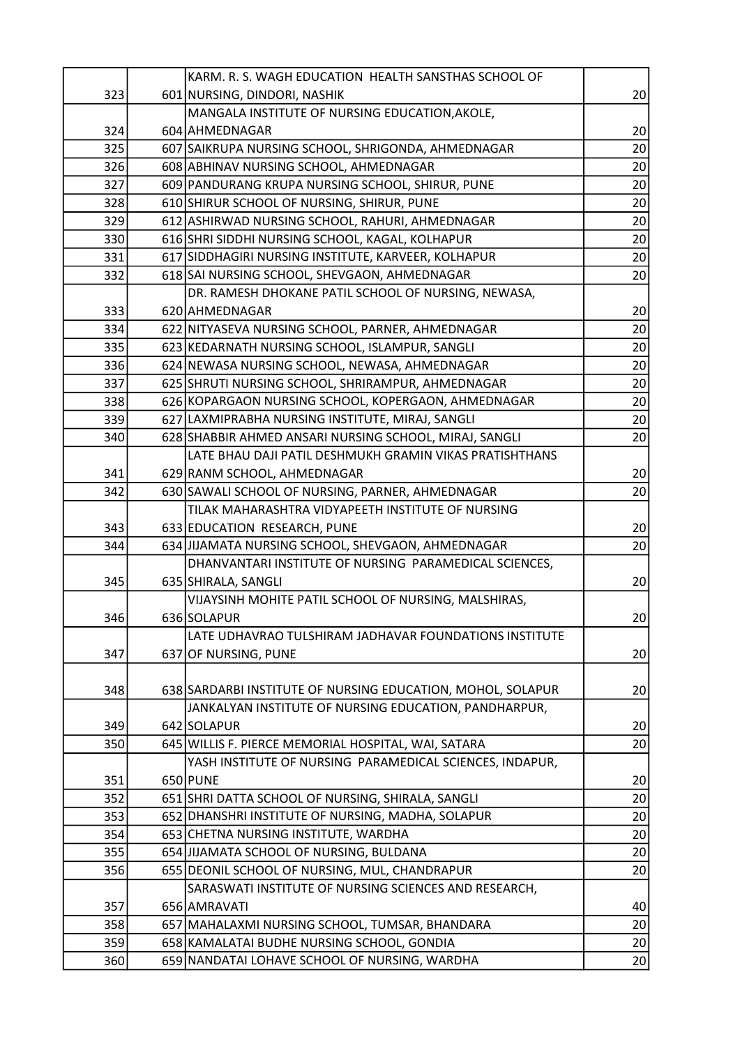| | | | |
|---|---|---|---|
| 323 | 601 | KARM. R. S. WAGH EDUCATION HEALTH SANSTHAS SCHOOL OF NURSING, DINDORI, NASHIK | 20 |
| 324 | 604 | MANGALA INSTITUTE OF NURSING EDUCATION,AKOLE, AHMEDNAGAR | 20 |
| 325 | 607 | SAIKRUPA NURSING SCHOOL, SHRIGONDA, AHMEDNAGAR | 20 |
| 326 | 608 | ABHINAV NURSING SCHOOL, AHMEDNAGAR | 20 |
| 327 | 609 | PANDURANG KRUPA NURSING SCHOOL, SHIRUR, PUNE | 20 |
| 328 | 610 | SHIRUR SCHOOL OF NURSING, SHIRUR, PUNE | 20 |
| 329 | 612 | ASHIRWAD NURSING SCHOOL, RAHURI, AHMEDNAGAR | 20 |
| 330 | 616 | SHRI SIDDHI NURSING SCHOOL, KAGAL, KOLHAPUR | 20 |
| 331 | 617 | SIDDHAGIRI NURSING INSTITUTE, KARVEER, KOLHAPUR | 20 |
| 332 | 618 | SAI NURSING SCHOOL, SHEVGAON, AHMEDNAGAR | 20 |
| 333 | 620 | DR. RAMESH DHOKANE PATIL SCHOOL OF NURSING, NEWASA, AHMEDNAGAR | 20 |
| 334 | 622 | NITYASEVA NURSING SCHOOL, PARNER, AHMEDNAGAR | 20 |
| 335 | 623 | KEDARNATH NURSING SCHOOL, ISLAMPUR, SANGLI | 20 |
| 336 | 624 | NEWASA NURSING SCHOOL, NEWASA, AHMEDNAGAR | 20 |
| 337 | 625 | SHRUTI NURSING SCHOOL, SHRIRAMPUR, AHMEDNAGAR | 20 |
| 338 | 626 | KOPARGAON NURSING SCHOOL, KOPERGAON, AHMEDNAGAR | 20 |
| 339 | 627 | LAXMIPRABHA NURSING INSTITUTE, MIRAJ, SANGLI | 20 |
| 340 | 628 | SHABBIR AHMED ANSARI NURSING SCHOOL, MIRAJ, SANGLI | 20 |
| 341 | 629 | LATE BHAU DAJI PATIL DESHMUKH GRAMIN VIKAS PRATISHTHANS RANM SCHOOL, AHMEDNAGAR | 20 |
| 342 | 630 | SAWALI SCHOOL OF NURSING, PARNER, AHMEDNAGAR | 20 |
| 343 | 633 | TILAK MAHARASHTRA VIDYAPEETH INSTITUTE OF NURSING EDUCATION RESEARCH, PUNE | 20 |
| 344 | 634 | JIJAMATA NURSING SCHOOL, SHEVGAON, AHMEDNAGAR | 20 |
| 345 | 635 | DHANVANTARI INSTITUTE OF NURSING PARAMEDICAL SCIENCES, SHIRALA, SANGLI | 20 |
| 346 | 636 | VIJAYSINH MOHITE PATIL SCHOOL OF NURSING, MALSHIRAS, SOLAPUR | 20 |
| 347 | 637 | LATE UDHAVRAO TULSHIRAM JADHAVAR FOUNDATIONS INSTITUTE OF NURSING, PUNE | 20 |
| 348 | 638 | SARDARBI INSTITUTE OF NURSING EDUCATION, MOHOL, SOLAPUR | 20 |
| 349 | 642 | JANKALYAN INSTITUTE OF NURSING EDUCATION, PANDHARPUR, SOLAPUR | 20 |
| 350 | 645 | WILLIS F. PIERCE MEMORIAL HOSPITAL, WAI, SATARA | 20 |
| 351 | 650 | YASH INSTITUTE OF NURSING PARAMEDICAL SCIENCES, INDAPUR, PUNE | 20 |
| 352 | 651 | SHRI DATTA SCHOOL OF NURSING, SHIRALA, SANGLI | 20 |
| 353 | 652 | DHANSHRI INSTITUTE OF NURSING, MADHA, SOLAPUR | 20 |
| 354 | 653 | CHETNA NURSING INSTITUTE, WARDHA | 20 |
| 355 | 654 | JIJAMATA SCHOOL OF NURSING, BULDANA | 20 |
| 356 | 655 | DEONIL SCHOOL OF NURSING, MUL, CHANDRAPUR | 20 |
| 357 | 656 | SARASWATI INSTITUTE OF NURSING SCIENCES AND RESEARCH, AMRAVATI | 40 |
| 358 | 657 | MAHALAXMI NURSING SCHOOL, TUMSAR, BHANDARA | 20 |
| 359 | 658 | KAMALATAI BUDHE NURSING SCHOOL, GONDIA | 20 |
| 360 | 659 | NANDATAI LOHAVE SCHOOL OF NURSING, WARDHA | 20 |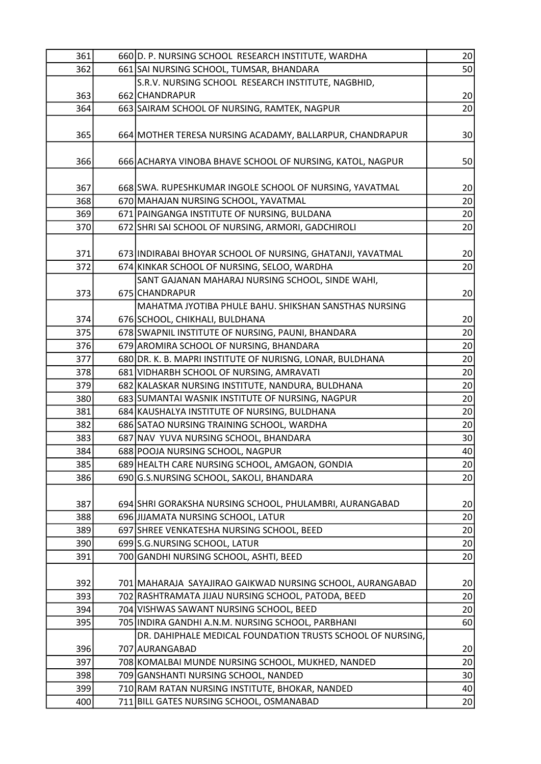| | | | |
|---|---|---|---|
| 361 | 660 | D. P. NURSING SCHOOL RESEARCH INSTITUTE, WARDHA | 20 |
| 362 | 661 | SAI NURSING SCHOOL, TUMSAR, BHANDARA | 50 |
| 363 | 662 | S.R.V. NURSING SCHOOL RESEARCH INSTITUTE, NAGBHID, CHANDRAPUR | 20 |
| 364 | 663 | SAIRAM SCHOOL OF NURSING, RAMTEK, NAGPUR | 20 |
| 365 | 664 | MOTHER TERESA NURSING ACADAMY, BALLARPUR, CHANDRAPUR | 30 |
| 366 | 666 | ACHARYA VINOBA BHAVE SCHOOL OF NURSING, KATOL, NAGPUR | 50 |
| 367 | 668 | SWA. RUPESHKUMAR INGOLE SCHOOL OF NURSING, YAVATMAL | 20 |
| 368 | 670 | MAHAJAN NURSING SCHOOL, YAVATMAL | 20 |
| 369 | 671 | PAINGANGA INSTITUTE OF NURSING, BULDANA | 20 |
| 370 | 672 | SHRI SAI SCHOOL OF NURSING, ARMORI, GADCHIROLI | 20 |
| 371 | 673 | INDIRABAI BHOYAR SCHOOL OF NURSING, GHATANJI, YAVATMAL | 20 |
| 372 | 674 | KINKAR SCHOOL OF NURSING, SELOO, WARDHA | 20 |
| 373 | 675 | SANT GAJANAN MAHARAJ NURSING SCHOOL, SINDE WAHI, CHANDRAPUR | 20 |
| 374 | 676 | MAHATMA JYOTIBA PHULE BAHU. SHIKSHAN SANSTHAS NURSING SCHOOL, CHIKHALI, BULDHANA | 20 |
| 375 | 678 | SWAPNIL INSTITUTE OF NURSING, PAUNI, BHANDARA | 20 |
| 376 | 679 | AROMIRA SCHOOL OF NURSING, BHANDARA | 20 |
| 377 | 680 | DR. K. B. MAPRI INSTITUTE OF NURISNG, LONAR, BULDHANA | 20 |
| 378 | 681 | VIDHARBH SCHOOL OF NURSING, AMRAVATI | 20 |
| 379 | 682 | KALASKAR NURSING INSTITUTE, NANDURA, BULDHANA | 20 |
| 380 | 683 | SUMANTAI WASNIK INSTITUTE OF NURSING, NAGPUR | 20 |
| 381 | 684 | KAUSHALYA INSTITUTE OF NURSING, BULDHANA | 20 |
| 382 | 686 | SATAO NURSING TRAINING SCHOOL, WARDHA | 20 |
| 383 | 687 | NAV YUVA NURSING SCHOOL, BHANDARA | 30 |
| 384 | 688 | POOJA NURSING SCHOOL, NAGPUR | 40 |
| 385 | 689 | HEALTH CARE NURSING SCHOOL, AMGAON, GONDIA | 20 |
| 386 | 690 | G.S.NURSING SCHOOL, SAKOLI, BHANDARA | 20 |
| 387 | 694 | SHRI GORAKSHA NURSING SCHOOL, PHULAMBRI, AURANGABAD | 20 |
| 388 | 696 | JIJAMATA NURSING SCHOOL, LATUR | 20 |
| 389 | 697 | SHREE VENKATESHA NURSING SCHOOL, BEED | 20 |
| 390 | 699 | S.G.NURSING SCHOOL, LATUR | 20 |
| 391 | 700 | GANDHI NURSING SCHOOL, ASHTI, BEED | 20 |
| 392 | 701 | MAHARAJA SAYAJIRAO GAIKWAD NURSING SCHOOL, AURANGABAD | 20 |
| 393 | 702 | RASHTRAMATA JIJAU NURSING SCHOOL, PATODA, BEED | 20 |
| 394 | 704 | VISHWAS SAWANT NURSING SCHOOL, BEED | 20 |
| 395 | 705 | INDIRA GANDHI A.N.M. NURSING SCHOOL, PARBHANI | 60 |
| 396 | 707 | DR. DAHIPHALE MEDICAL FOUNDATION TRUSTS SCHOOL OF NURSING, AURANGABAD | 20 |
| 397 | 708 | KOMALBAI MUNDE NURSING SCHOOL, MUKHED, NANDED | 20 |
| 398 | 709 | GANSHANTI NURSING SCHOOL, NANDED | 30 |
| 399 | 710 | RAM RATAN NURSING INSTITUTE, BHOKAR, NANDED | 40 |
| 400 | 711 | BILL GATES NURSING SCHOOL, OSMANABAD | 20 |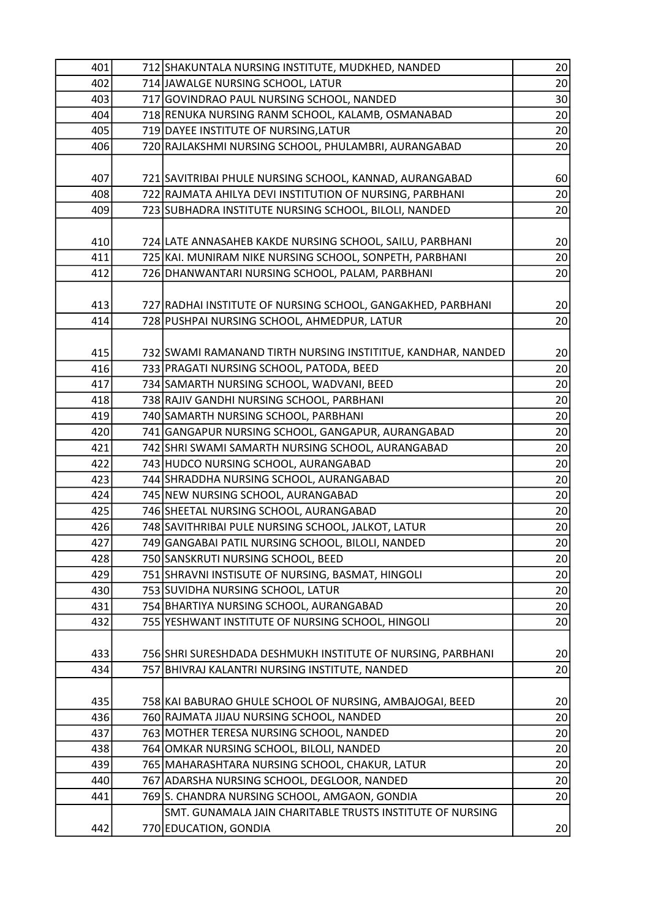| | | | |
|---|---|---|---|
| 401 | 712 | SHAKUNTALA NURSING INSTITUTE, MUDKHED, NANDED | 20 |
| 402 | 714 | JAWALGE NURSING SCHOOL, LATUR | 20 |
| 403 | 717 | GOVINDRAO PAUL NURSING SCHOOL, NANDED | 30 |
| 404 | 718 | RENUKA NURSING RANM SCHOOL, KALAMB, OSMANABAD | 20 |
| 405 | 719 | DAYEE INSTITUTE OF NURSING,LATUR | 20 |
| 406 | 720 | RAJLAKSHMI NURSING SCHOOL, PHULAMBRI, AURANGABAD | 20 |
| 407 | 721 | SAVITRIBAI PHULE NURSING SCHOOL, KANNAD, AURANGABAD | 60 |
| 408 | 722 | RAJMATA AHILYA DEVI INSTITUTION OF NURSING, PARBHANI | 20 |
| 409 | 723 | SUBHADRA INSTITUTE NURSING SCHOOL, BILOLI, NANDED | 20 |
| 410 | 724 | LATE ANNASAHEB KAKDE NURSING SCHOOL, SAILU, PARBHANI | 20 |
| 411 | 725 | KAI. MUNIRAM NIKE NURSING SCHOOL, SONPETH, PARBHANI | 20 |
| 412 | 726 | DHANWANTARI NURSING SCHOOL, PALAM, PARBHANI | 20 |
| 413 | 727 | RADHAI INSTITUTE OF NURSING SCHOOL, GANGAKHED, PARBHANI | 20 |
| 414 | 728 | PUSHPAI NURSING SCHOOL, AHMEDPUR, LATUR | 20 |
| 415 | 732 | SWAMI RAMANAND TIRTH NURSING INSTITITUE, KANDHAR, NANDED | 20 |
| 416 | 733 | PRAGATI NURSING SCHOOL, PATODA, BEED | 20 |
| 417 | 734 | SAMARTH NURSING SCHOOL, WADVANI, BEED | 20 |
| 418 | 738 | RAJIV GANDHI NURSING SCHOOL, PARBHANI | 20 |
| 419 | 740 | SAMARTH NURSING SCHOOL, PARBHANI | 20 |
| 420 | 741 | GANGAPUR NURSING SCHOOL, GANGAPUR, AURANGABAD | 20 |
| 421 | 742 | SHRI SWAMI SAMARTH NURSING SCHOOL, AURANGABAD | 20 |
| 422 | 743 | HUDCO NURSING SCHOOL, AURANGABAD | 20 |
| 423 | 744 | SHRADDHA NURSING SCHOOL, AURANGABAD | 20 |
| 424 | 745 | NEW NURSING SCHOOL, AURANGABAD | 20 |
| 425 | 746 | SHEETAL NURSING SCHOOL, AURANGABAD | 20 |
| 426 | 748 | SAVITHRIBAI PULE NURSING SCHOOL, JALKOT, LATUR | 20 |
| 427 | 749 | GANGABAI PATIL NURSING SCHOOL, BILOLI, NANDED | 20 |
| 428 | 750 | SANSKRUTI NURSING SCHOOL, BEED | 20 |
| 429 | 751 | SHRAVNI INSTISUTE OF NURSING, BASMAT, HINGOLI | 20 |
| 430 | 753 | SUVIDHA NURSING SCHOOL, LATUR | 20 |
| 431 | 754 | BHARTIYA NURSING SCHOOL, AURANGABAD | 20 |
| 432 | 755 | YESHWANT INSTITUTE OF NURSING SCHOOL, HINGOLI | 20 |
| 433 | 756 | SHRI SURESHDADA DESHMUKH INSTITUTE OF NURSING, PARBHANI | 20 |
| 434 | 757 | BHIVRAJ KALANTRI NURSING INSTITUTE, NANDED | 20 |
| 435 | 758 | KAI BABURAO GHULE SCHOOL OF NURSING, AMBAJOGAI, BEED | 20 |
| 436 | 760 | RAJMATA JIJAU NURSING SCHOOL, NANDED | 20 |
| 437 | 763 | MOTHER TERESA NURSING SCHOOL, NANDED | 20 |
| 438 | 764 | OMKAR NURSING SCHOOL, BILOLI, NANDED | 20 |
| 439 | 765 | MAHARASHTARA NURSING SCHOOL, CHAKUR, LATUR | 20 |
| 440 | 767 | ADARSHA NURSING SCHOOL, DEGLOOR, NANDED | 20 |
| 441 | 769 | S. CHANDRA NURSING SCHOOL, AMGAON, GONDIA | 20 |
| 442 | 770 | SMT. GUNAMALA JAIN CHARITABLE TRUSTS INSTITUTE OF NURSING EDUCATION, GONDIA | 20 |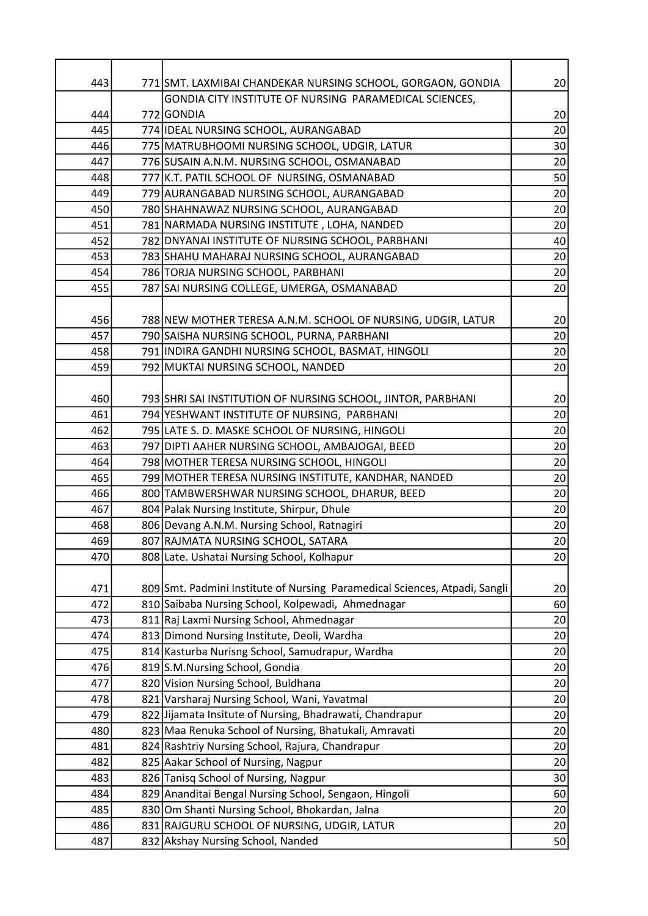| | | | |
|---|---|---|---|
| 443 | 771 | SMT. LAXMIBAI CHANDEKAR NURSING SCHOOL, GORGAON, GONDIA | 20 |
| 444 | 772 | GONDIA CITY INSTITUTE OF NURSING PARAMEDICAL SCIENCES, GONDIA | 20 |
| 445 | 774 | IDEAL NURSING SCHOOL, AURANGABAD | 20 |
| 446 | 775 | MATRUBHOOMI NURSING SCHOOL, UDGIR, LATUR | 30 |
| 447 | 776 | SUSAIN A.N.M. NURSING SCHOOL, OSMANABAD | 20 |
| 448 | 777 | K.T. PATIL SCHOOL OF NURSING, OSMANABAD | 50 |
| 449 | 779 | AURANGABAD NURSING SCHOOL, AURANGABAD | 20 |
| 450 | 780 | SHAHNAWAZ NURSING SCHOOL, AURANGABAD | 20 |
| 451 | 781 | NARMADA NURSING INSTITUTE , LOHA, NANDED | 20 |
| 452 | 782 | DNYANAI INSTITUTE OF NURSING SCHOOL, PARBHANI | 40 |
| 453 | 783 | SHAHU MAHARAJ NURSING SCHOOL, AURANGABAD | 20 |
| 454 | 786 | TORJA NURSING SCHOOL, PARBHANI | 20 |
| 455 | 787 | SAI NURSING COLLEGE, UMERGA, OSMANABAD | 20 |
| 456 | 788 | NEW MOTHER TERESA A.N.M. SCHOOL OF NURSING, UDGIR, LATUR | 20 |
| 457 | 790 | SAISHA NURSING SCHOOL, PURNA, PARBHANI | 20 |
| 458 | 791 | INDIRA GANDHI NURSING SCHOOL, BASMAT, HINGOLI | 20 |
| 459 | 792 | MUKTAI NURSING SCHOOL, NANDED | 20 |
| 460 | 793 | SHRI SAI INSTITUTION OF NURSING SCHOOL, JINTOR, PARBHANI | 20 |
| 461 | 794 | YESHWANT INSTITUTE OF NURSING, PARBHANI | 20 |
| 462 | 795 | LATE S. D. MASKE SCHOOL OF NURSING, HINGOLI | 20 |
| 463 | 797 | DIPTI AAHER NURSING SCHOOL, AMBAJOGAI, BEED | 20 |
| 464 | 798 | MOTHER TERESA NURSING SCHOOL, HINGOLI | 20 |
| 465 | 799 | MOTHER TERESA NURSING INSTITUTE, KANDHAR, NANDED | 20 |
| 466 | 800 | TAMBWERSHWAR NURSING SCHOOL, DHARUR, BEED | 20 |
| 467 | 804 | Palak Nursing Institute, Shirpur, Dhule | 20 |
| 468 | 806 | Devang A.N.M. Nursing School, Ratnagiri | 20 |
| 469 | 807 | RAJMATA NURSING SCHOOL, SATARA | 20 |
| 470 | 808 | Late. Ushatai Nursing School, Kolhapur | 20 |
| 471 | 809 | Smt. Padmini Institute of Nursing Paramedical Sciences, Atpadi, Sangli | 20 |
| 472 | 810 | Saibaba Nursing School, Kolpewadi, Ahmednagar | 60 |
| 473 | 811 | Raj Laxmi Nursing School, Ahmednagar | 20 |
| 474 | 813 | Dimond Nursing Institute, Deoli, Wardha | 20 |
| 475 | 814 | Kasturba Nurisng School, Samudrapur, Wardha | 20 |
| 476 | 819 | S.M.Nursing School, Gondia | 20 |
| 477 | 820 | Vision Nursing School, Buldhana | 20 |
| 478 | 821 | Varsharaj Nursing School, Wani, Yavatmal | 20 |
| 479 | 822 | Jijamata Insitute of Nursing, Bhadrawati, Chandrapur | 20 |
| 480 | 823 | Maa Renuka School of Nursing, Bhatukali, Amravati | 20 |
| 481 | 824 | Rashtriy Nursing School, Rajura, Chandrapur | 20 |
| 482 | 825 | Aakar School of Nursing, Nagpur | 20 |
| 483 | 826 | Tanisq School of Nursing, Nagpur | 30 |
| 484 | 829 | Ananditai Bengal Nursing School, Sengaon, Hingoli | 60 |
| 485 | 830 | Om Shanti Nursing School, Bhokardan, Jalna | 20 |
| 486 | 831 | RAJGURU SCHOOL OF NURSING, UDGIR, LATUR | 20 |
| 487 | 832 | Akshay Nursing School, Nanded | 50 |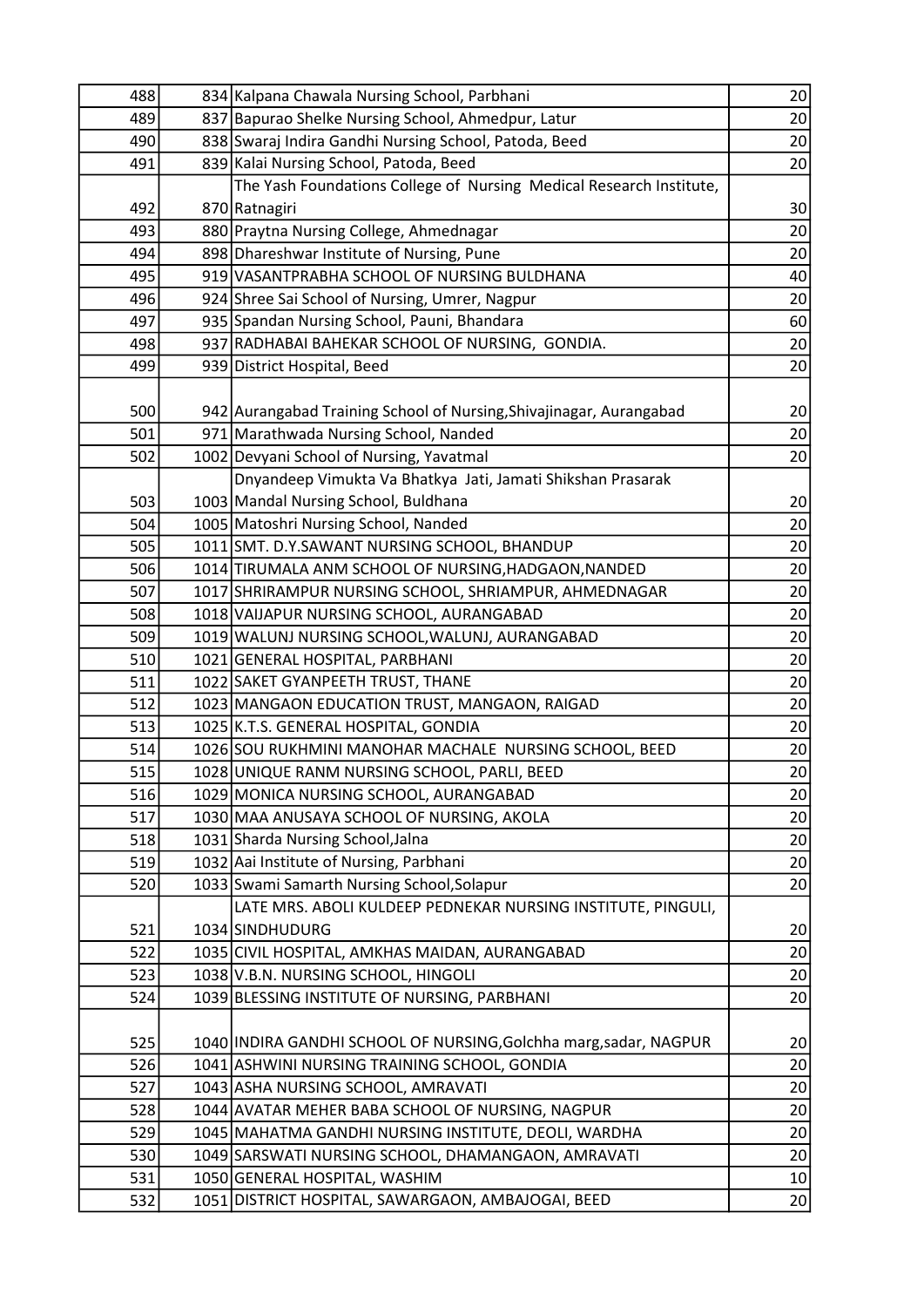| | | | |
|---|---|---|---|
| 488 | 834 | Kalpana Chawala Nursing School, Parbhani | 20 |
| 489 | 837 | Bapurao Shelke Nursing School, Ahmedpur, Latur | 20 |
| 490 | 838 | Swaraj Indira Gandhi Nursing School, Patoda, Beed | 20 |
| 491 | 839 | Kalai Nursing School, Patoda, Beed | 20 |
| 492 | 870 | The Yash Foundations College of Nursing Medical Research Institute, Ratnagiri | 30 |
| 493 | 880 | Praytna Nursing College, Ahmednagar | 20 |
| 494 | 898 | Dhareshwar Institute of Nursing, Pune | 20 |
| 495 | 919 | VASANTPRABHA SCHOOL OF NURSING BULDHANA | 40 |
| 496 | 924 | Shree Sai School of Nursing, Umrer, Nagpur | 20 |
| 497 | 935 | Spandan Nursing School, Pauni, Bhandara | 60 |
| 498 | 937 | RADHABAI BAHEKAR SCHOOL OF NURSING, GONDIA. | 20 |
| 499 | 939 | District Hospital, Beed | 20 |
| 500 | 942 | Aurangabad Training School of Nursing,Shivajinagar, Aurangabad | 20 |
| 501 | 971 | Marathwada Nursing School, Nanded | 20 |
| 502 | 1002 | Devyani School of Nursing, Yavatmal | 20 |
| 503 | 1003 | Dnyandeep Vimukta Va Bhatkya Jati, Jamati Shikshan Prasarak Mandal Nursing School, Buldhana | 20 |
| 504 | 1005 | Matoshri Nursing School, Nanded | 20 |
| 505 | 1011 | SMT. D.Y.SAWANT NURSING SCHOOL, BHANDUP | 20 |
| 506 | 1014 | TIRUMALA ANM SCHOOL OF NURSING,HADGAON,NANDED | 20 |
| 507 | 1017 | SHRIRAMPUR NURSING SCHOOL, SHRIAMPUR, AHMEDNAGAR | 20 |
| 508 | 1018 | VAIJAPUR NURSING SCHOOL, AURANGABAD | 20 |
| 509 | 1019 | WALUNJ NURSING SCHOOL,WALUNJ, AURANGABAD | 20 |
| 510 | 1021 | GENERAL HOSPITAL, PARBHANI | 20 |
| 511 | 1022 | SAKET GYANPEETH TRUST, THANE | 20 |
| 512 | 1023 | MANGAON EDUCATION TRUST, MANGAON, RAIGAD | 20 |
| 513 | 1025 | K.T.S. GENERAL HOSPITAL, GONDIA | 20 |
| 514 | 1026 | SOU RUKHMINI MANOHAR MACHALE NURSING SCHOOL, BEED | 20 |
| 515 | 1028 | UNIQUE RANM NURSING SCHOOL, PARLI, BEED | 20 |
| 516 | 1029 | MONICA NURSING SCHOOL, AURANGABAD | 20 |
| 517 | 1030 | MAA ANUSAYA SCHOOL OF NURSING, AKOLA | 20 |
| 518 | 1031 | Sharda Nursing School,Jalna | 20 |
| 519 | 1032 | Aai Institute of Nursing, Parbhani | 20 |
| 520 | 1033 | Swami Samarth Nursing School,Solapur | 20 |
| 521 | 1034 | LATE MRS. ABOLI KULDEEP PEDNEKAR NURSING INSTITUTE, PINGULI, SINDHUDURG | 20 |
| 522 | 1035 | CIVIL HOSPITAL, AMKHAS MAIDAN, AURANGABAD | 20 |
| 523 | 1038 | V.B.N. NURSING SCHOOL, HINGOLI | 20 |
| 524 | 1039 | BLESSING INSTITUTE OF NURSING, PARBHANI | 20 |
| 525 | 1040 | INDIRA GANDHI SCHOOL OF NURSING,Golchha marg,sadar, NAGPUR | 20 |
| 526 | 1041 | ASHWINI NURSING TRAINING SCHOOL, GONDIA | 20 |
| 527 | 1043 | ASHA NURSING SCHOOL, AMRAVATI | 20 |
| 528 | 1044 | AVATAR MEHER BABA SCHOOL OF NURSING, NAGPUR | 20 |
| 529 | 1045 | MAHATMA GANDHI NURSING INSTITUTE, DEOLI, WARDHA | 20 |
| 530 | 1049 | SARSWATI NURSING SCHOOL, DHAMANGAON, AMRAVATI | 20 |
| 531 | 1050 | GENERAL HOSPITAL, WASHIM | 10 |
| 532 | 1051 | DISTRICT HOSPITAL, SAWARGAON, AMBAJOGAI, BEED | 20 |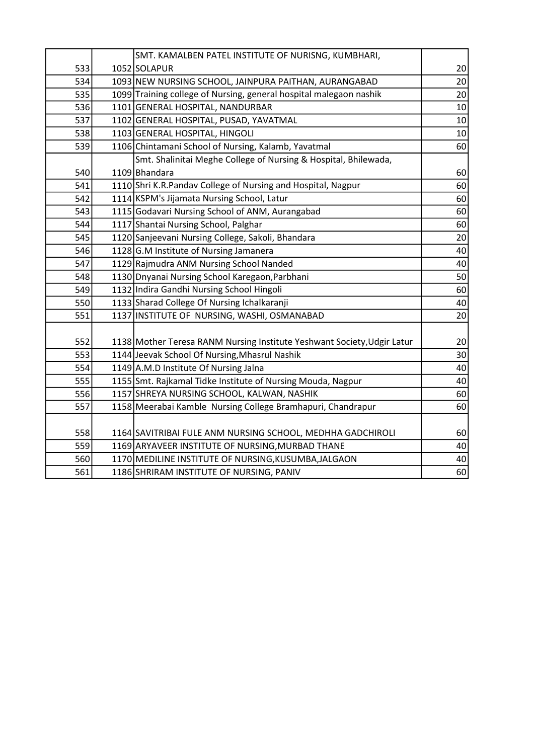| | | | |
|---|---|---|---|
| 533 | 1052 | SMT. KAMALBEN PATEL INSTITUTE OF NURISNG, KUMBHARI, SOLAPUR | 20 |
| 534 | 1093 | NEW NURSING SCHOOL, JAINPURA PAITHAN, AURANGABAD | 20 |
| 535 | 1099 | Training college of Nursing, general hospital malegaon nashik | 20 |
| 536 | 1101 | GENERAL HOSPITAL, NANDURBAR | 10 |
| 537 | 1102 | GENERAL HOSPITAL, PUSAD, YAVATMAL | 10 |
| 538 | 1103 | GENERAL HOSPITAL, HINGOLI | 10 |
| 539 | 1106 | Chintamani School of Nursing, Kalamb, Yavatmal | 60 |
| 540 | 1109 | Smt. Shalinitai Meghe College of Nursing & Hospital, Bhilewada, Bhandara | 60 |
| 541 | 1110 | Shri K.R.Pandav College of Nursing and Hospital, Nagpur | 60 |
| 542 | 1114 | KSPM's Jijamata Nursing School, Latur | 60 |
| 543 | 1115 | Godavari Nursing School of ANM, Aurangabad | 60 |
| 544 | 1117 | Shantai Nursing School, Palghar | 60 |
| 545 | 1120 | Sanjeevani Nursing College, Sakoli, Bhandara | 20 |
| 546 | 1128 | G.M Institute of Nursing Jamanera | 40 |
| 547 | 1129 | Rajmudra ANM Nursing School Nanded | 40 |
| 548 | 1130 | Dnyanai Nursing School Karegaon,Parbhani | 50 |
| 549 | 1132 | Indira Gandhi Nursing School Hingoli | 60 |
| 550 | 1133 | Sharad College Of Nursing Ichalkaranji | 40 |
| 551 | 1137 | INSTITUTE OF NURSING, WASHI, OSMANABAD | 20 |
| 552 | 1138 | Mother Teresa RANM Nursing Institute Yeshwant Society,Udgir Latur | 20 |
| 553 | 1144 | Jeevak School Of Nursing,Mhasrul Nashik | 30 |
| 554 | 1149 | A.M.D Institute Of Nursing Jalna | 40 |
| 555 | 1155 | Smt. Rajkamal Tidke Institute of Nursing Mouda, Nagpur | 40 |
| 556 | 1157 | SHREYA NURSING SCHOOL, KALWAN, NASHIK | 60 |
| 557 | 1158 | Meerabai Kamble Nursing College Bramhapuri, Chandrapur | 60 |
| 558 | 1164 | SAVITRIBAI FULE ANM NURSING SCHOOL, MEDHHA GADCHIROLI | 60 |
| 559 | 1169 | ARYAVEER INSTITUTE OF NURSING,MURBAD THANE | 40 |
| 560 | 1170 | MEDILINE INSTITUTE OF NURSING,KUSUMBA,JALGAON | 40 |
| 561 | 1186 | SHRIRAM INSTITUTE OF NURSING, PANIV | 60 |